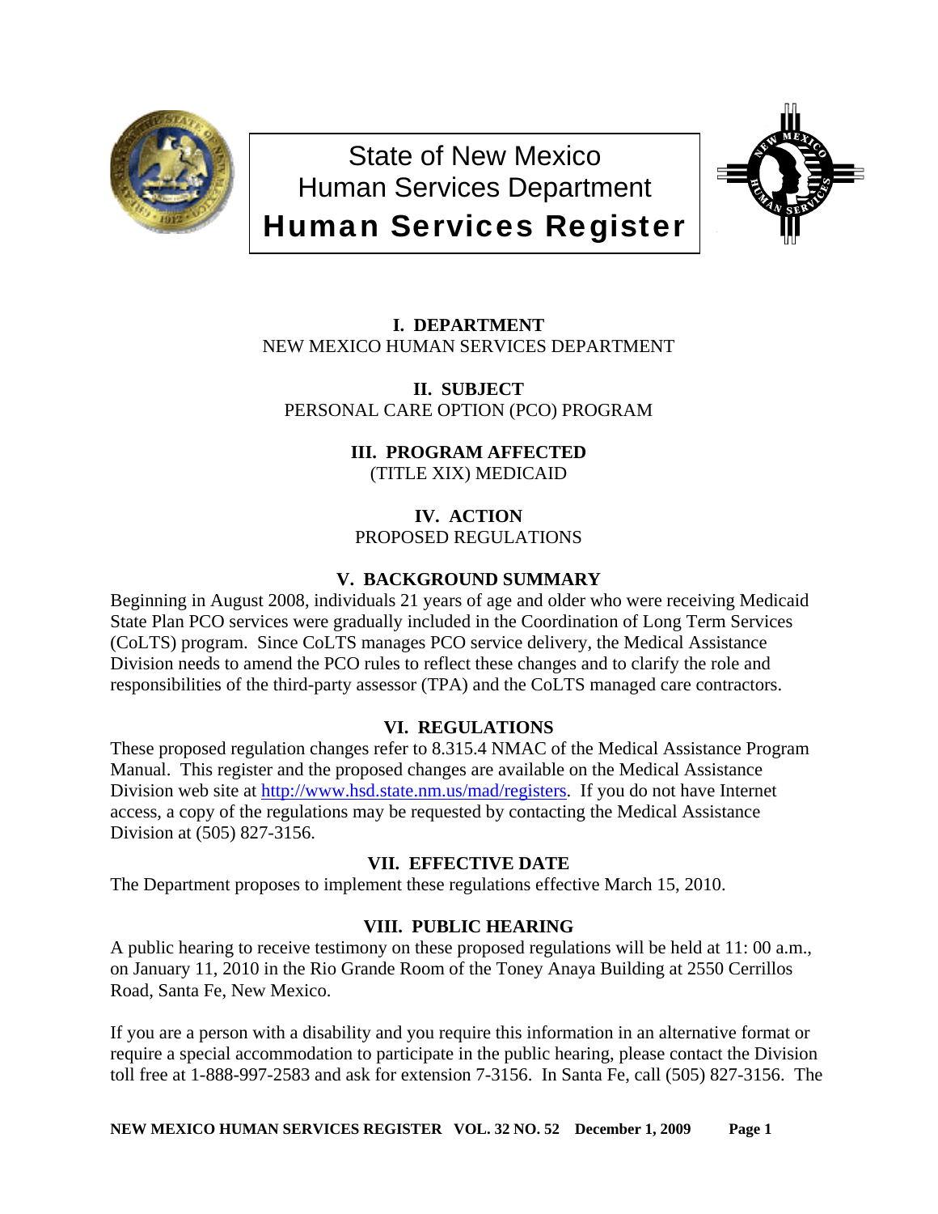# State of New Mexico
# Human Services Department
# Human Services Register

## I. DEPARTMENT

NEW MEXICO HUMAN SERVICES DEPARTMENT

## II. SUBJECT

PERSONAL CARE OPTION (PCO) PROGRAM

## III. PROGRAM AFFECTED

(TITLE XIX) MEDICAID

## IV. ACTION

PROPOSED REGULATIONS

## V. BACKGROUND SUMMARY

Beginning in August 2008, individuals 21 years of age and older who were receiving Medicaid State Plan PCO services were gradually included in the Coordination of Long Term Services (CoLTS) program. Since CoLTS manages PCO service delivery, the Medical Assistance Division needs to amend the PCO rules to reflect these changes and to clarify the role and responsibilities of the third-party assessor (TPA) and the CoLTS managed care contractors.

## VI. REGULATIONS

These proposed regulation changes refer to 8.315.4 NMAC of the Medical Assistance Program Manual. This register and the proposed changes are available on the Medical Assistance Division web site at http://www.hsd.state.nm.us/mad/registers. If you do not have Internet access, a copy of the regulations may be requested by contacting the Medical Assistance Division at (505) 827-3156.

## VII. EFFECTIVE DATE

The Department proposes to implement these regulations effective March 15, 2010.

## VIII. PUBLIC HEARING

A public hearing to receive testimony on these proposed regulations will be held at 11: 00 a.m., on January 11, 2010 in the Rio Grande Room of the Toney Anaya Building at 2550 Cerrillos Road, Santa Fe, New Mexico.

If you are a person with a disability and you require this information in an alternative format or require a special accommodation to participate in the public hearing, please contact the Division toll free at 1-888-997-2583 and ask for extension 7-3156. In Santa Fe, call (505) 827-3156. The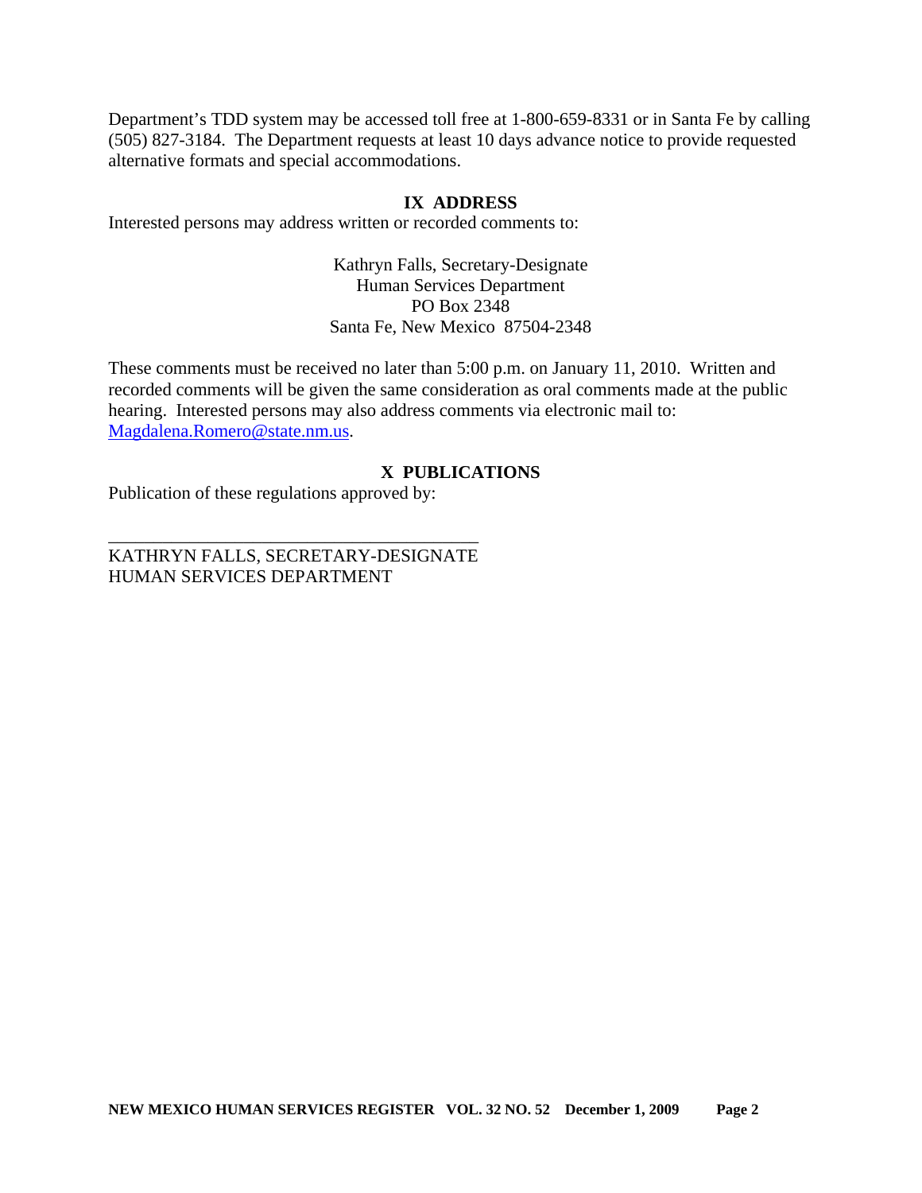Department's TDD system may be accessed toll free at 1-800-659-8331 or in Santa Fe by calling (505) 827-3184. The Department requests at least 10 days advance notice to provide requested alternative formats and special accommodations.

## IX ADDRESS

Interested persons may address written or recorded comments to:

Kathryn Falls, Secretary-Designate
Human Services Department
PO Box 2348
Santa Fe, New Mexico 87504-2348

These comments must be received no later than 5:00 p.m. on January 11, 2010. Written and recorded comments will be given the same consideration as oral comments made at the public hearing. Interested persons may also address comments via electronic mail to: Magdalena.Romero@state.nm.us.

## X PUBLICATIONS

Publication of these regulations approved by:

\_\_\_\_\_\_\_\_\_\_\_\_\_\_\_\_\_\_\_\_\_\_\_\_\_\_\_\_\_\_\_\_\_\_\_\_\_\_\_\_

KATHRYN FALLS, SECRETARY-DESIGNATE
HUMAN SERVICES DEPARTMENT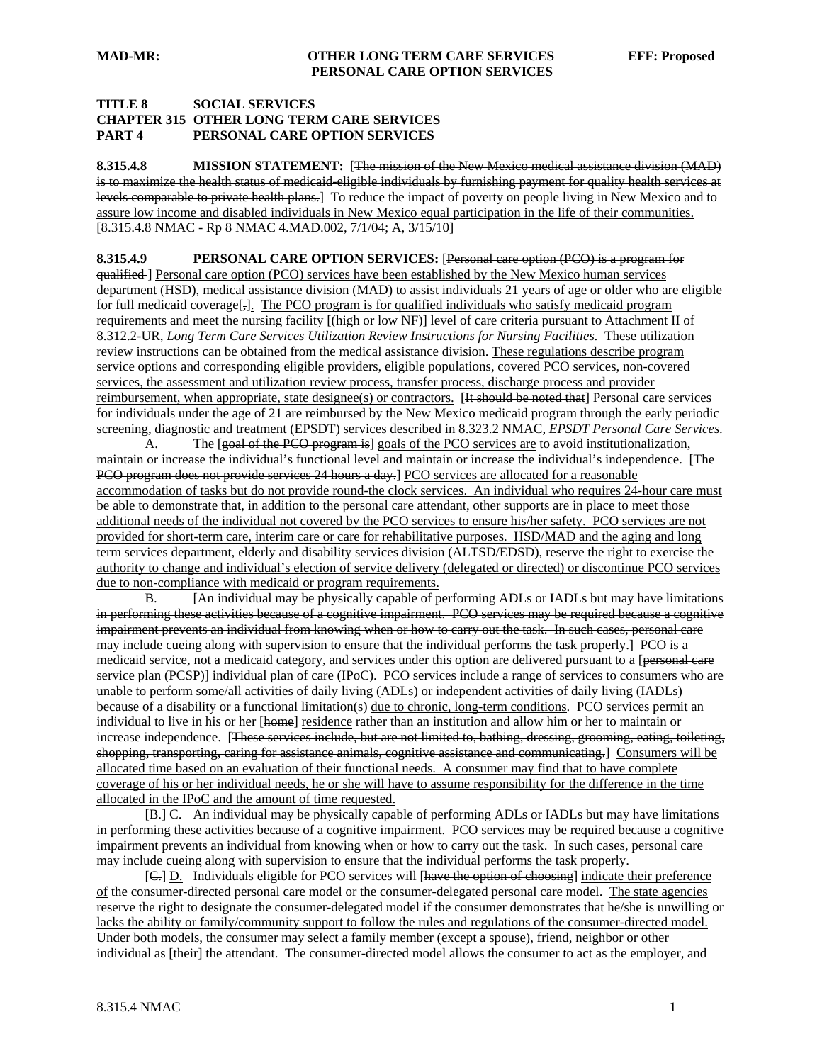**TITLE 8 SOCIAL SERVICES**
**CHAPTER 315 OTHER LONG TERM CARE SERVICES**
**PART 4 PERSONAL CARE OPTION SERVICES**

**8.315.4.8 MISSION STATEMENT:** [~~The mission of the New Mexico medical assistance division (MAD) is to maximize the health status of medicaid-eligible individuals by furnishing payment for quality health services at levels comparable to private health plans.~~] <u>To reduce the impact of poverty on people living in New Mexico and to assure low income and disabled individuals in New Mexico equal participation in the life of their communities.</u>
[8.315.4.8 NMAC - Rp 8 NMAC 4.MAD.002, 7/1/04; A, 3/15/10]

**8.315.4.9 PERSONAL CARE OPTION SERVICES:** [~~Personal care option (PCO) is a program for qualified~~ ] <u>Personal care option (PCO) services have been established by the New Mexico human services department (HSD), medical assistance division (MAD) to assist</u> individuals 21 years of age or older who are eligible for full medicaid coverage[~~,~~]<u>.</u> <u>The PCO program is for qualified individuals who satisfy medicaid program requirements</u> and meet the nursing facility [~~(high or low NF)~~] level of care criteria pursuant to Attachment II of 8.312.2-UR, *Long Term Care Services Utilization Review Instructions for Nursing Facilities*. These utilization review instructions can be obtained from the medical assistance division. <u>These regulations describe program service options and corresponding eligible providers, eligible populations, covered PCO services, non-covered services, the assessment and utilization review process, transfer process, discharge process and provider reimbursement, when appropriate, state designee(s) or contractors.</u> [~~It should be noted that~~] Personal care services for individuals under the age of 21 are reimbursed by the New Mexico medicaid program through the early periodic screening, diagnostic and treatment (EPSDT) services described in 8.323.2 NMAC, *EPSDT Personal Care Services.*

A. The [~~goal of the PCO program is~~] <u>goals of the PCO services are</u> to avoid institutionalization, maintain or increase the individual's functional level and maintain or increase the individual's independence. [~~The PCO program does not provide services 24 hours a day.~~] <u>PCO services are allocated for a reasonable accommodation of tasks but do not provide round-the clock services. An individual who requires 24-hour care must be able to demonstrate that, in addition to the personal care attendant, other supports are in place to meet those additional needs of the individual not covered by the PCO services to ensure his/her safety. PCO services are not provided for short-term care, interim care or care for rehabilitative purposes. HSD/MAD and the aging and long term services department, elderly and disability services division (ALTSD/EDSD), reserve the right to exercise the authority to change and individual's election of service delivery (delegated or directed) or discontinue PCO services due to non-compliance with medicaid or program requirements.</u>

B. [~~An individual may be physically capable of performing ADLs or IADLs but may have limitations in performing these activities because of a cognitive impairment. PCO services may be required because a cognitive impairment prevents an individual from knowing when or how to carry out the task. In such cases, personal care may include cueing along with supervision to ensure that the individual performs the task properly.~~] PCO is a medicaid service, not a medicaid category, and services under this option are delivered pursuant to a [~~personal care service plan (PCSP)~~] <u>individual plan of care (IPoC).</u> PCO services include a range of services to consumers who are unable to perform some/all activities of daily living (ADLs) or independent activities of daily living (IADLs) because of a disability or a functional limitation(s) <u>due to chronic, long-term conditions</u>. PCO services permit an individual to live in his or her [~~home~~] <u>residence</u> rather than an institution and allow him or her to maintain or increase independence. [~~These services include, but are not limited to, bathing, dressing, grooming, eating, toileting, shopping, transporting, caring for assistance animals, cognitive assistance and communicating.~~] <u>Consumers will be allocated time based on an evaluation of their functional needs. A consumer may find that to have complete coverage of his or her individual needs, he or she will have to assume responsibility for the difference in the time allocated in the IPoC and the amount of time requested.</u>

[~~B.~~] <u>C.</u> An individual may be physically capable of performing ADLs or IADLs but may have limitations in performing these activities because of a cognitive impairment. PCO services may be required because a cognitive impairment prevents an individual from knowing when or how to carry out the task. In such cases, personal care may include cueing along with supervision to ensure that the individual performs the task properly.

[~~C.~~] <u>D.</u> Individuals eligible for PCO services will [~~have the option of choosing~~] <u>indicate their preference of</u> the consumer-directed personal care model or the consumer-delegated personal care model. <u>The state agencies reserve the right to designate the consumer-delegated model if the consumer demonstrates that he/she is unwilling or lacks the ability or family/community support to follow the rules and regulations of the consumer-directed model.</u> Under both models, the consumer may select a family member (except a spouse), friend, neighbor or other individual as [~~their~~] <u>the</u> attendant. The consumer-directed model allows the consumer to act as the employer, <u>and</u>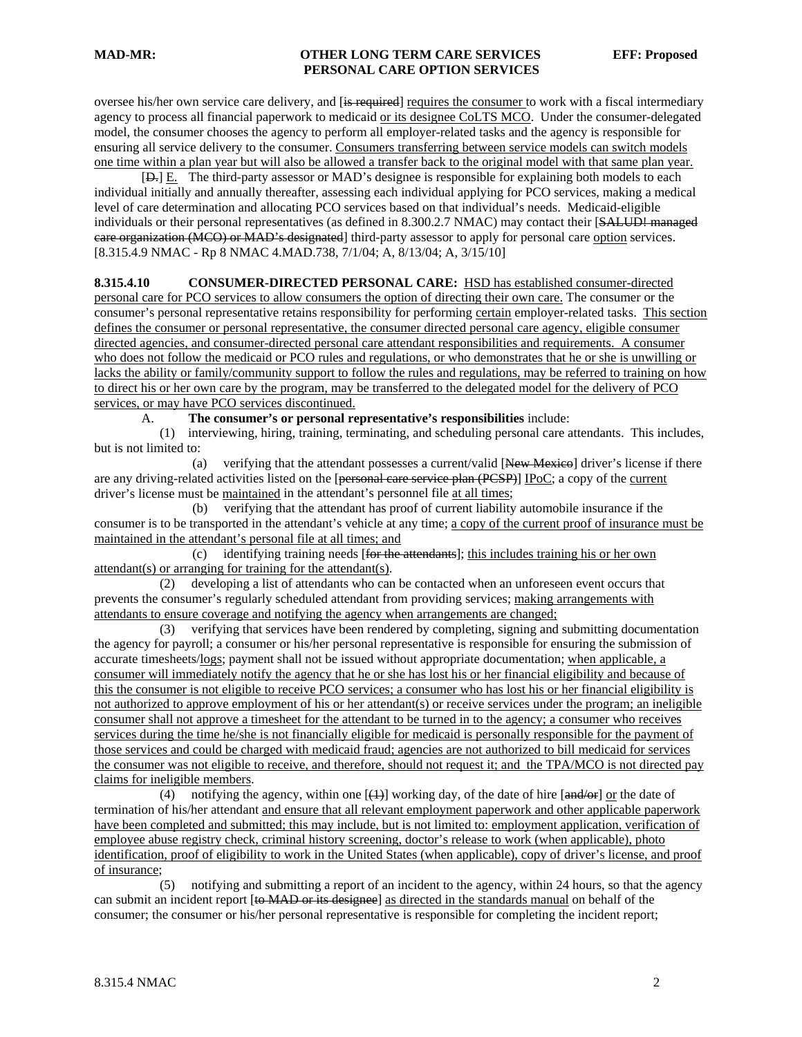oversee his/her own service care delivery, and [~~is required~~] <u>requires the consumer</u> to work with a fiscal intermediary agency to process all financial paperwork to medicaid <u>or its designee CoLTS MCO</u>. Under the consumer-delegated model, the consumer chooses the agency to perform all employer-related tasks and the agency is responsible for ensuring all service delivery to the consumer. <u>Consumers transferring between service models can switch models one time within a plan year but will also be allowed a transfer back to the original model with that same plan year.</u>

[~~D.~~] <u>E.</u> The third-party assessor or MAD's designee is responsible for explaining both models to each individual initially and annually thereafter, assessing each individual applying for PCO services, making a medical level of care determination and allocating PCO services based on that individual's needs. Medicaid-eligible individuals or their personal representatives (as defined in 8.300.2.7 NMAC) may contact their [~~SALUD! managed care organization (MCO) or MAD's designated~~] third-party assessor to apply for personal care <u>option</u> services.
[8.315.4.9 NMAC - Rp 8 NMAC 4.MAD.738, 7/1/04; A, 8/13/04; A, 3/15/10]

**8.315.4.10 CONSUMER-DIRECTED PERSONAL CARE:** <u>HSD has established consumer-directed personal care for PCO services to allow consumers the option of directing their own care.</u> The consumer or the consumer's personal representative retains responsibility for performing <u>certain</u> employer-related tasks. <u>This section defines the consumer or personal representative, the consumer directed personal care agency, eligible consumer directed agencies, and consumer-directed personal care attendant responsibilities and requirements. A consumer who does not follow the medicaid or PCO rules and regulations, or who demonstrates that he or she is unwilling or lacks the ability or family/community support to follow the rules and regulations, may be referred to training on how to direct his or her own care by the program, may be transferred to the delegated model for the delivery of PCO services, or may have PCO services discontinued.</u>

A. **The consumer's or personal representative's responsibilities** include:

(1) interviewing, hiring, training, terminating, and scheduling personal care attendants. This includes, but is not limited to:

(a) verifying that the attendant possesses a current/valid [~~New Mexico~~] driver's license if there are any driving-related activities listed on the [~~personal care service plan (PCSP)~~] <u>IPoC</u>; a copy of the <u>current</u> driver's license must be <u>maintained</u> in the attendant's personnel file <u>at all times</u>;

(b) verifying that the attendant has proof of current liability automobile insurance if the consumer is to be transported in the attendant's vehicle at any time; <u>a copy of the current proof of insurance must be maintained in the attendant's personal file at all times; and</u>

(c) identifying training needs [~~for the attendants~~]; <u>this includes training his or her own attendant(s) or arranging for training for the attendant(s)</u>.

(2) developing a list of attendants who can be contacted when an unforeseen event occurs that prevents the consumer's regularly scheduled attendant from providing services; <u>making arrangements with attendants to ensure coverage and notifying the agency when arrangements are changed;</u>

(3) verifying that services have been rendered by completing, signing and submitting documentation the agency for payroll; a consumer or his/her personal representative is responsible for ensuring the submission of accurate timesheets/<u>logs</u>; payment shall not be issued without appropriate documentation; <u>when applicable, a consumer will immediately notify the agency that he or she has lost his or her financial eligibility and because of this the consumer is not eligible to receive PCO services; a consumer who has lost his or her financial eligibility is not authorized to approve employment of his or her attendant(s) or receive services under the program; an ineligible consumer shall not approve a timesheet for the attendant to be turned in to the agency; a consumer who receives services during the time he/she is not financially eligible for medicaid is personally responsible for the payment of those services and could be charged with medicaid fraud; agencies are not authorized to bill medicaid for services the consumer was not eligible to receive, and therefore, should not request it; and the TPA/MCO is not directed pay claims for ineligible members</u>.

(4) notifying the agency, within one [~~(1)~~] working day, of the date of hire [~~and/or~~] <u>or</u> the date of termination of his/her attendant <u>and ensure that all relevant employment paperwork and other applicable paperwork have been completed and submitted; this may include, but is not limited to: employment application, verification of employee abuse registry check, criminal history screening, doctor's release to work (when applicable), photo identification, proof of eligibility to work in the United States (when applicable), copy of driver's license, and proof of insurance</u>;

(5) notifying and submitting a report of an incident to the agency, within 24 hours, so that the agency can submit an incident report [~~to MAD or its designee~~] <u>as directed in the standards manual</u> on behalf of the consumer; the consumer or his/her personal representative is responsible for completing the incident report;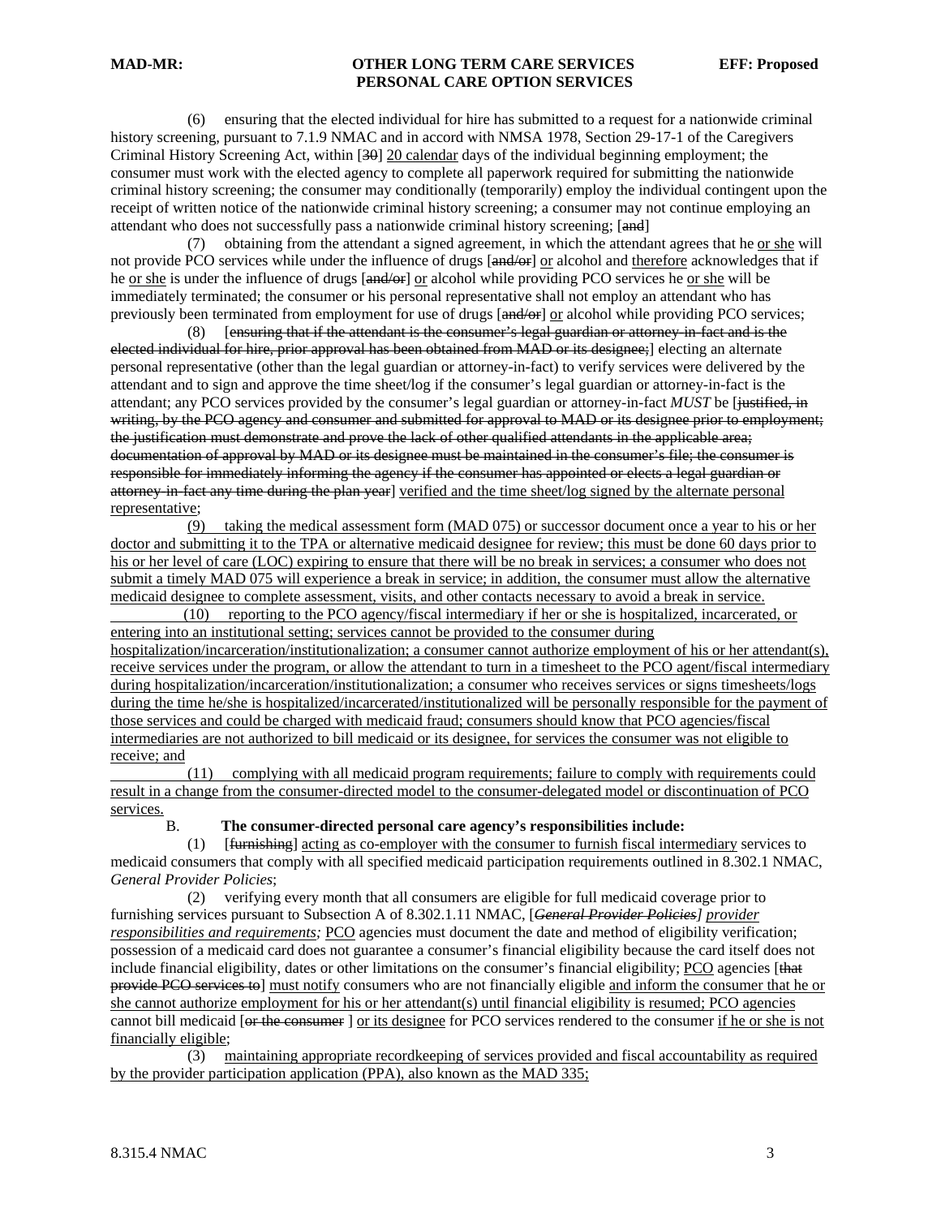(6) ensuring that the elected individual for hire has submitted to a request for a nationwide criminal history screening, pursuant to 7.1.9 NMAC and in accord with NMSA 1978, Section 29-17-1 of the Caregivers Criminal History Screening Act, within [~~30~~] <u>20 calendar</u> days of the individual beginning employment; the consumer must work with the elected agency to complete all paperwork required for submitting the nationwide criminal history screening; the consumer may conditionally (temporarily) employ the individual contingent upon the receipt of written notice of the nationwide criminal history screening; a consumer may not continue employing an attendant who does not successfully pass a nationwide criminal history screening; [~~and~~]

(7) obtaining from the attendant a signed agreement, in which the attendant agrees that he <u>or she</u> will not provide PCO services while under the influence of drugs [~~and/or~~] <u>or</u> alcohol and <u>therefore</u> acknowledges that if he <u>or she</u> is under the influence of drugs [~~and/or~~] <u>or</u> alcohol while providing PCO services he <u>or she</u> will be immediately terminated; the consumer or his personal representative shall not employ an attendant who has previously been terminated from employment for use of drugs [~~and/or~~] <u>or</u> alcohol while providing PCO services;

(8) [~~ensuring that if the attendant is the consumer's legal guardian or attorney-in-fact and is the elected individual for hire, prior approval has been obtained from MAD or its designee;~~] electing an alternate personal representative (other than the legal guardian or attorney-in-fact) to verify services were delivered by the attendant and to sign and approve the time sheet/log if the consumer's legal guardian or attorney-in-fact is the attendant; any PCO services provided by the consumer's legal guardian or attorney-in-fact *MUST* be [~~justified, in writing, by the PCO agency and consumer and submitted for approval to MAD or its designee prior to employment; the justification must demonstrate and prove the lack of other qualified attendants in the applicable area; documentation of approval by MAD or its designee must be maintained in the consumer's file; the consumer is responsible for immediately informing the agency if the consumer has appointed or elects a legal guardian or attorney-in-fact any time during the plan year~~] <u>verified and the time sheet/log signed by the alternate personal representative</u>;

<u>(9) taking the medical assessment form (MAD 075) or successor document once a year to his or her doctor and submitting it to the TPA or alternative medicaid designee for review; this must be done 60 days prior to his or her level of care (LOC) expiring to ensure that there will be no break in services; a consumer who does not submit a timely MAD 075 will experience a break in service; in addition, the consumer must allow the alternative medicaid designee to complete assessment, visits, and other contacts necessary to avoid a break in service.</u>

<u>(10) reporting to the PCO agency/fiscal intermediary if her or she is hospitalized, incarcerated, or entering into an institutional setting; services cannot be provided to the consumer during hospitalization/incarceration/institutionalization; a consumer cannot authorize employment of his or her attendant(s), receive services under the program, or allow the attendant to turn in a timesheet to the PCO agent/fiscal intermediary during hospitalization/incarceration/institutionalization; a consumer who receives services or signs timesheets/logs during the time he/she is hospitalized/incarcerated/institutionalized will be personally responsible for the payment of those services and could be charged with medicaid fraud; consumers should know that PCO agencies/fiscal intermediaries are not authorized to bill medicaid or its designee, for services the consumer was not eligible to receive; and</u>

<u>(11) complying with all medicaid program requirements; failure to comply with requirements could result in a change from the consumer-directed model to the consumer-delegated model or discontinuation of PCO services.</u>

B. **The consumer-directed personal care agency's responsibilities include:**

(1) [~~furnishing~~] <u>acting as co-employer with the consumer to furnish fiscal intermediary</u> services to medicaid consumers that comply with all specified medicaid participation requirements outlined in 8.302.1 NMAC, *General Provider Policies*;

(2) verifying every month that all consumers are eligible for full medicaid coverage prior to furnishing services pursuant to Subsection A of 8.302.1.11 NMAC, [~~*General Provider Policies*~~] <u>*provider responsibilities and requirements;*</u> <u>PCO</u> agencies must document the date and method of eligibility verification; possession of a medicaid card does not guarantee a consumer's financial eligibility because the card itself does not include financial eligibility, dates or other limitations on the consumer's financial eligibility; <u>PCO</u> agencies [~~that provide PCO services to~~] <u>must notify</u> consumers who are not financially eligible <u>and inform the consumer that he or she cannot authorize employment for his or her attendant(s) until financial eligibility is resumed; PCO agencies</u> cannot bill medicaid [~~or the consumer~~ ] <u>or its designee</u> for PCO services rendered to the consumer <u>if he or she is not financially eligible</u>;

<u>(3) maintaining appropriate recordkeeping of services provided and fiscal accountability as required by the provider participation application (PPA), also known as the MAD 335;</u>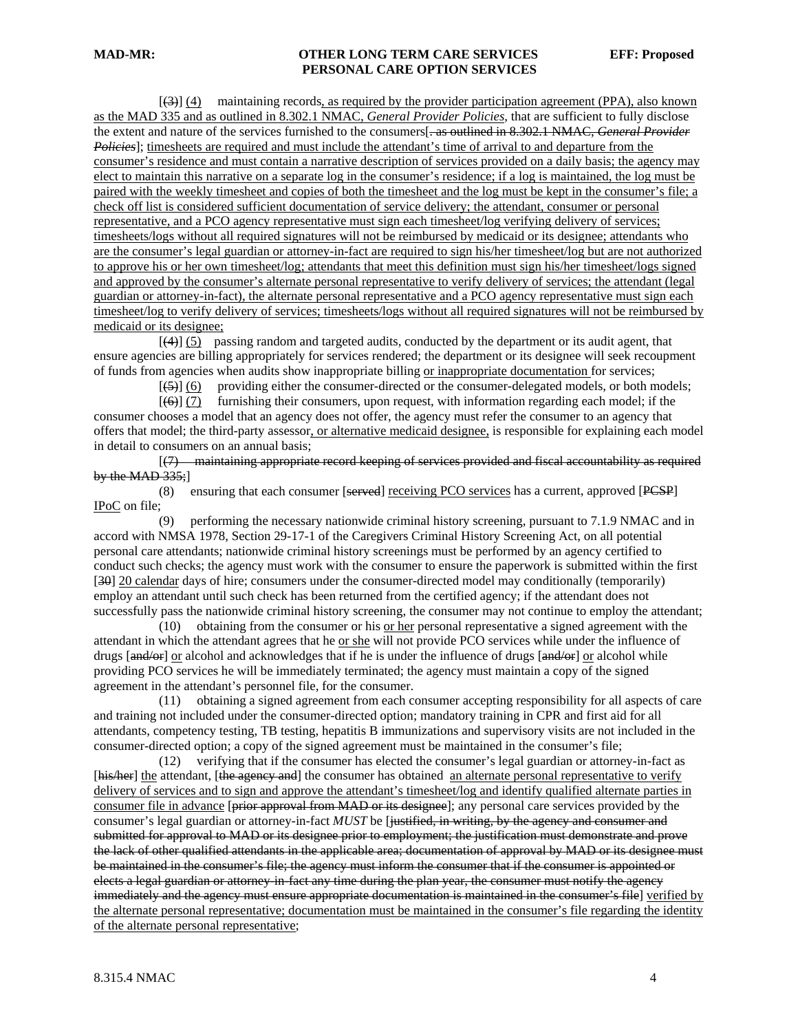[~~(3)~~] <u>(4)</u> maintaining records<u>, as required by the provider participation agreement (PPA), also known as the MAD 335 and as outlined in 8.302.1 NMAC, *General Provider Policies*,</u> that are sufficient to fully disclose the extent and nature of the services furnished to the consumers[~~. as outlined in 8.302.1 NMAC, *General Provider Policies*~~]; <u>timesheets are required and must include the attendant's time of arrival to and departure from the consumer's residence and must contain a narrative description of services provided on a daily basis; the agency may elect to maintain this narrative on a separate log in the consumer's residence; if a log is maintained, the log must be paired with the weekly timesheet and copies of both the timesheet and the log must be kept in the consumer's file; a check off list is considered sufficient documentation of service delivery; the attendant, consumer or personal representative, and a PCO agency representative must sign each timesheet/log verifying delivery of services; timesheets/logs without all required signatures will not be reimbursed by medicaid or its designee; attendants who are the consumer's legal guardian or attorney-in-fact are required to sign his/her timesheet/log but are not authorized to approve his or her own timesheet/log; attendants that meet this definition must sign his/her timesheet/logs signed and approved by the consumer's alternate personal representative to verify delivery of services; the attendant (legal guardian or attorney-in-fact), the alternate personal representative and a PCO agency representative must sign each timesheet/log to verify delivery of services; timesheets/logs without all required signatures will not be reimbursed by medicaid or its designee;</u>

[~~(4)~~] <u>(5)</u> passing random and targeted audits, conducted by the department or its audit agent, that ensure agencies are billing appropriately for services rendered; the department or its designee will seek recoupment of funds from agencies when audits show inappropriate billing <u>or inappropriate documentation</u> for services;

[~~(5)~~] <u>(6)</u> providing either the consumer-directed or the consumer-delegated models, or both models;

[~~(6)~~] <u>(7)</u> furnishing their consumers, upon request, with information regarding each model; if the consumer chooses a model that an agency does not offer, the agency must refer the consumer to an agency that offers that model; the third-party assessor<u>, or alternative medicaid designee,</u> is responsible for explaining each model in detail to consumers on an annual basis;

[~~(7) maintaining appropriate record keeping of services provided and fiscal accountability as required by the MAD 335;~~]

(8) ensuring that each consumer [~~served~~] <u>receiving PCO services</u> has a current, approved [~~PCSP~~] <u>IPoC</u> on file;

(9) performing the necessary nationwide criminal history screening, pursuant to 7.1.9 NMAC and in accord with NMSA 1978, Section 29-17-1 of the Caregivers Criminal History Screening Act, on all potential personal care attendants; nationwide criminal history screenings must be performed by an agency certified to conduct such checks; the agency must work with the consumer to ensure the paperwork is submitted within the first [~~30~~] <u>20 calendar</u> days of hire; consumers under the consumer-directed model may conditionally (temporarily) employ an attendant until such check has been returned from the certified agency; if the attendant does not successfully pass the nationwide criminal history screening, the consumer may not continue to employ the attendant;

(10) obtaining from the consumer or his <u>or her</u> personal representative a signed agreement with the attendant in which the attendant agrees that he <u>or she</u> will not provide PCO services while under the influence of drugs [~~and/or~~] <u>or</u> alcohol and acknowledges that if he is under the influence of drugs [~~and/or~~] <u>or</u> alcohol while providing PCO services he will be immediately terminated; the agency must maintain a copy of the signed agreement in the attendant's personnel file, for the consumer.

(11) obtaining a signed agreement from each consumer accepting responsibility for all aspects of care and training not included under the consumer-directed option; mandatory training in CPR and first aid for all attendants, competency testing, TB testing, hepatitis B immunizations and supervisory visits are not included in the consumer-directed option; a copy of the signed agreement must be maintained in the consumer's file;

(12) verifying that if the consumer has elected the consumer's legal guardian or attorney-in-fact as [~~his/her~~] <u>the</u> attendant, [~~the agency and~~] the consumer has obtained <u>an alternate personal representative to verify delivery of services and to sign and approve the attendant's timesheet/log and identify qualified alternate parties in consumer file in advance</u> [~~prior approval from MAD or its designee~~]; any personal care services provided by the consumer's legal guardian or attorney-in-fact *MUST* be [~~justified, in writing, by the agency and consumer and submitted for approval to MAD or its designee prior to employment; the justification must demonstrate and prove the lack of other qualified attendants in the applicable area; documentation of approval by MAD or its designee must be maintained in the consumer's file; the agency must inform the consumer that if the consumer is appointed or elects a legal guardian or attorney-in-fact any time during the plan year, the consumer must notify the agency immediately and the agency must ensure appropriate documentation is maintained in the consumer's file~~] <u>verified by the alternate personal representative; documentation must be maintained in the consumer's file regarding the identity of the alternate personal representative</u>;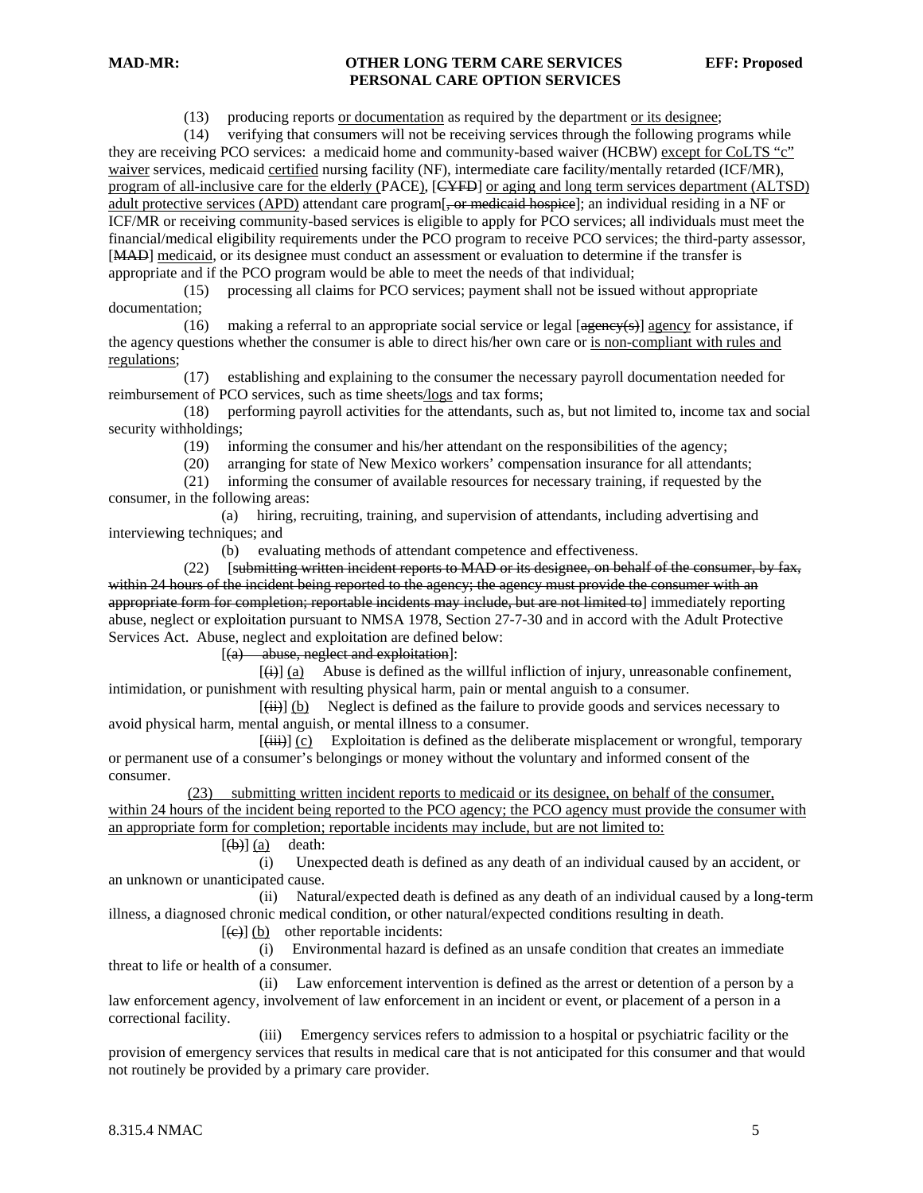(13) producing reports or documentation as required by the department or its designee;

(14) verifying that consumers will not be receiving services through the following programs while they are receiving PCO services: a medicaid home and community-based waiver (HCBW) except for CoLTS "c" waiver services, medicaid certified nursing facility (NF), intermediate care facility/mentally retarded (ICF/MR), program of all-inclusive care for the elderly (PACE), [CYFD] or aging and long term services department (ALTSD) adult protective services (APD) attendant care program[, or medicaid hospice]; an individual residing in a NF or ICF/MR or receiving community-based services is eligible to apply for PCO services; all individuals must meet the financial/medical eligibility requirements under the PCO program to receive PCO services; the third-party assessor, [MAD] medicaid, or its designee must conduct an assessment or evaluation to determine if the transfer is appropriate and if the PCO program would be able to meet the needs of that individual;

(15) processing all claims for PCO services; payment shall not be issued without appropriate documentation;

(16) making a referral to an appropriate social service or legal [agency(s)] agency for assistance, if the agency questions whether the consumer is able to direct his/her own care or is non-compliant with rules and regulations;

(17) establishing and explaining to the consumer the necessary payroll documentation needed for reimbursement of PCO services, such as time sheets/logs and tax forms;

(18) performing payroll activities for the attendants, such as, but not limited to, income tax and social security withholdings;

(19) informing the consumer and his/her attendant on the responsibilities of the agency;

(20) arranging for state of New Mexico workers' compensation insurance for all attendants;

(21) informing the consumer of available resources for necessary training, if requested by the consumer, in the following areas:

(a) hiring, recruiting, training, and supervision of attendants, including advertising and interviewing techniques; and

(b) evaluating methods of attendant competence and effectiveness.

(22) [submitting written incident reports to MAD or its designee, on behalf of the consumer, by fax, within 24 hours of the incident being reported to the agency; the agency must provide the consumer with an appropriate form for completion; reportable incidents may include, but are not limited to] immediately reporting abuse, neglect or exploitation pursuant to NMSA 1978, Section 27-7-30 and in accord with the Adult Protective Services Act. Abuse, neglect and exploitation are defined below:

[(a) abuse, neglect and exploitation]:

[(i)] (a) Abuse is defined as the willful infliction of injury, unreasonable confinement, intimidation, or punishment with resulting physical harm, pain or mental anguish to a consumer.

[(ii)] (b) Neglect is defined as the failure to provide goods and services necessary to avoid physical harm, mental anguish, or mental illness to a consumer.

[(iii)] (c) Exploitation is defined as the deliberate misplacement or wrongful, temporary or permanent use of a consumer's belongings or money without the voluntary and informed consent of the consumer.

(23) submitting written incident reports to medicaid or its designee, on behalf of the consumer, within 24 hours of the incident being reported to the PCO agency; the PCO agency must provide the consumer with an appropriate form for completion; reportable incidents may include, but are not limited to:

[(b)] (a) death:

(i) Unexpected death is defined as any death of an individual caused by an accident, or an unknown or unanticipated cause.

(ii) Natural/expected death is defined as any death of an individual caused by a long-term illness, a diagnosed chronic medical condition, or other natural/expected conditions resulting in death.

[(c)] (b) other reportable incidents:

(i) Environmental hazard is defined as an unsafe condition that creates an immediate threat to life or health of a consumer.

(ii) Law enforcement intervention is defined as the arrest or detention of a person by a law enforcement agency, involvement of law enforcement in an incident or event, or placement of a person in a correctional facility.

(iii) Emergency services refers to admission to a hospital or psychiatric facility or the provision of emergency services that results in medical care that is not anticipated for this consumer and that would not routinely be provided by a primary care provider.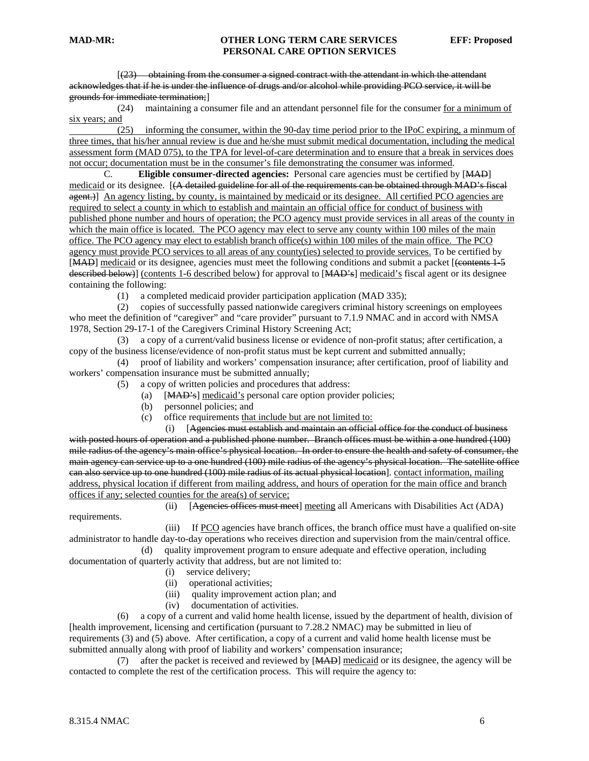[(23) obtaining from the consumer a signed contract with the attendant in which the attendant acknowledges that if he is under the influence of drugs and/or alcohol while providing PCO service, it will be grounds for immediate termination;]

(24) maintaining a consumer file and an attendant personnel file for the consumer for a minimum of six years; and

(25) informing the consumer, within the 90-day time period prior to the IPoC expiring, a minmum of three times, that his/her annual review is due and he/she must submit medical documentation, including the medical assessment form (MAD 075), to the TPA for level-of-care determination and to ensure that a break in services does not occur; documentation must be in the consumer's file demonstrating the consumer was informed.

C. **Eligible consumer-directed agencies:** Personal care agencies must be certified by [MAD] medicaid or its designee. [(A detailed guideline for all of the requirements can be obtained through MAD's fiscal agent.)] An agency listing, by county, is maintained by medicaid or its designee. All certified PCO agencies are required to select a county in which to establish and maintain an official office for conduct of business with published phone number and hours of operation; the PCO agency must provide services in all areas of the county in which the main office is located. The PCO agency may elect to serve any county within 100 miles of the main office. The PCO agency may elect to establish branch office(s) within 100 miles of the main office. The PCO agency must provide PCO services to all areas of any county(ies) selected to provide services. To be certified by [MAD] medicaid or its designee, agencies must meet the following conditions and submit a packet [(contents 1-5 described below)] (contents 1-6 described below) for approval to [MAD's] medicaid's fiscal agent or its designee containing the following:

(1) a completed medicaid provider participation application (MAD 335);

(2) copies of successfully passed nationwide caregivers criminal history screenings on employees who meet the definition of "caregiver" and "care provider" pursuant to 7.1.9 NMAC and in accord with NMSA 1978, Section 29-17-1 of the Caregivers Criminal History Screening Act;

(3) a copy of a current/valid business license or evidence of non-profit status; after certification, a copy of the business license/evidence of non-profit status must be kept current and submitted annually;

(4) proof of liability and workers' compensation insurance; after certification, proof of liability and workers' compensation insurance must be submitted annually;

(5) a copy of written policies and procedures that address:

(a) [MAD's] medicaid's personal care option provider policies;

(b) personnel policies; and

(c) office requirements that include but are not limited to:

(i) [Agencies must establish and maintain an official office for the conduct of business with posted hours of operation and a published phone number. Branch offices must be within a one hundred (100) mile radius of the agency's main office's physical location. In order to ensure the health and safety of consumer, the main agency can service up to a one hundred (100) mile radius of the agency's physical location. The satellite office can also service up to one hundred (100) mile radius of its actual physical location]. contact information, mailing address, physical location if different from mailing address, and hours of operation for the main office and branch offices if any; selected counties for the area(s) of service;

(ii) [Agencies offices must meet] meeting all Americans with Disabilities Act (ADA) requirements.

(iii) If PCO agencies have branch offices, the branch office must have a qualified on-site administrator to handle day-to-day operations who receives direction and supervision from the main/central office.

(d) quality improvement program to ensure adequate and effective operation, including documentation of quarterly activity that address, but are not limited to:

(i) service delivery;

(ii) operational activities;

(iii) quality improvement action plan; and

(iv) documentation of activities.

(6) a copy of a current and valid home health license, issued by the department of health, division of [health improvement, licensing and certification (pursuant to 7.28.2 NMAC) may be submitted in lieu of requirements (3) and (5) above. After certification, a copy of a current and valid home health license must be submitted annually along with proof of liability and workers' compensation insurance;

(7) after the packet is received and reviewed by [MAD] medicaid or its designee, the agency will be contacted to complete the rest of the certification process. This will require the agency to: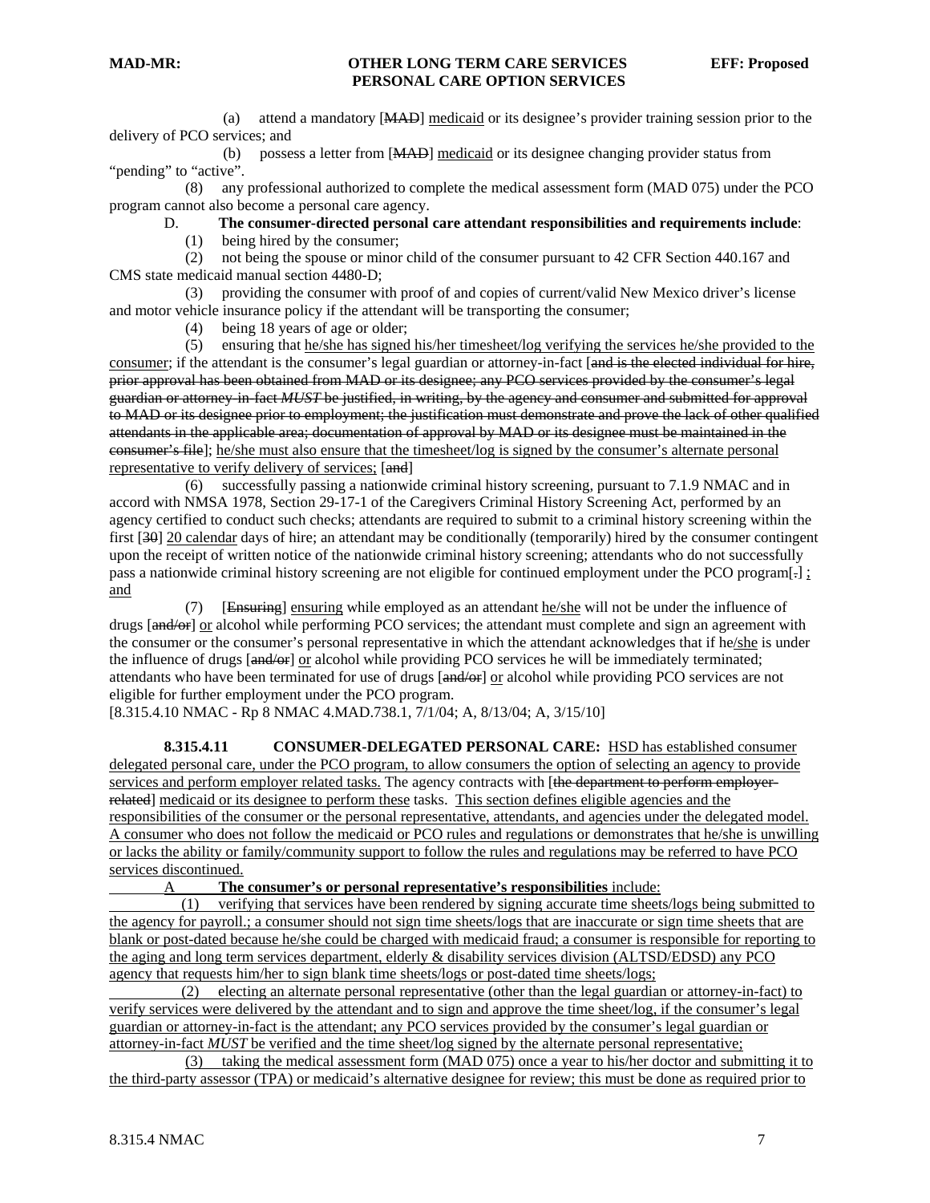(a) attend a mandatory [MAD] medicaid or its designee's provider training session prior to the delivery of PCO services; and

(b) possess a letter from [MAD] medicaid or its designee changing provider status from "pending" to "active".

(8) any professional authorized to complete the medical assessment form (MAD 075) under the PCO program cannot also become a personal care agency.

D. **The consumer-directed personal care attendant responsibilities and requirements include**:

(1) being hired by the consumer;

(2) not being the spouse or minor child of the consumer pursuant to 42 CFR Section 440.167 and CMS state medicaid manual section 4480-D;

(3) providing the consumer with proof of and copies of current/valid New Mexico driver's license and motor vehicle insurance policy if the attendant will be transporting the consumer;

(4) being 18 years of age or older;

(5) ensuring that he/she has signed his/her timesheet/log verifying the services he/she provided to the consumer; if the attendant is the consumer's legal guardian or attorney-in-fact [and is the elected individual for hire, prior approval has been obtained from MAD or its designee; any PCO services provided by the consumer's legal guardian or attorney-in-fact *MUST* be justified, in writing, by the agency and consumer and submitted for approval to MAD or its designee prior to employment; the justification must demonstrate and prove the lack of other qualified attendants in the applicable area; documentation of approval by MAD or its designee must be maintained in the consumer's file]; he/she must also ensure that the timesheet/log is signed by the consumer's alternate personal representative to verify delivery of services; [and]

(6) successfully passing a nationwide criminal history screening, pursuant to 7.1.9 NMAC and in accord with NMSA 1978, Section 29-17-1 of the Caregivers Criminal History Screening Act, performed by an agency certified to conduct such checks; attendants are required to submit to a criminal history screening within the first [30] 20 calendar days of hire; an attendant may be conditionally (temporarily) hired by the consumer contingent upon the receipt of written notice of the nationwide criminal history screening; attendants who do not successfully pass a nationwide criminal history screening are not eligible for continued employment under the PCO program[.] ; and

(7) [Ensuring] ensuring while employed as an attendant he/she will not be under the influence of drugs [and/or] or alcohol while performing PCO services; the attendant must complete and sign an agreement with the consumer or the consumer's personal representative in which the attendant acknowledges that if he/she is under the influence of drugs [and/or] or alcohol while providing PCO services he will be immediately terminated; attendants who have been terminated for use of drugs [and/or] or alcohol while providing PCO services are not eligible for further employment under the PCO program.

[8.315.4.10 NMAC - Rp 8 NMAC 4.MAD.738.1, 7/1/04; A, 8/13/04; A, 3/15/10]

**8.315.4.11 CONSUMER-DELEGATED PERSONAL CARE:** HSD has established consumer delegated personal care, under the PCO program, to allow consumers the option of selecting an agency to provide services and perform employer related tasks. The agency contracts with [the department to perform employer-related] medicaid or its designee to perform these tasks. This section defines eligible agencies and the responsibilities of the consumer or the personal representative, attendants, and agencies under the delegated model. A consumer who does not follow the medicaid or PCO rules and regulations or demonstrates that he/she is unwilling or lacks the ability or family/community support to follow the rules and regulations may be referred to have PCO services discontinued.

A **The consumer's or personal representative's responsibilities** include:

(1) verifying that services have been rendered by signing accurate time sheets/logs being submitted to the agency for payroll.; a consumer should not sign time sheets/logs that are inaccurate or sign time sheets that are blank or post-dated because he/she could be charged with medicaid fraud; a consumer is responsible for reporting to the aging and long term services department, elderly & disability services division (ALTSD/EDSD) any PCO agency that requests him/her to sign blank time sheets/logs or post-dated time sheets/logs;

(2) electing an alternate personal representative (other than the legal guardian or attorney-in-fact) to verify services were delivered by the attendant and to sign and approve the time sheet/log, if the consumer's legal guardian or attorney-in-fact is the attendant; any PCO services provided by the consumer's legal guardian or attorney-in-fact *MUST* be verified and the time sheet/log signed by the alternate personal representative;

(3) taking the medical assessment form (MAD 075) once a year to his/her doctor and submitting it to the third-party assessor (TPA) or medicaid's alternative designee for review; this must be done as required prior to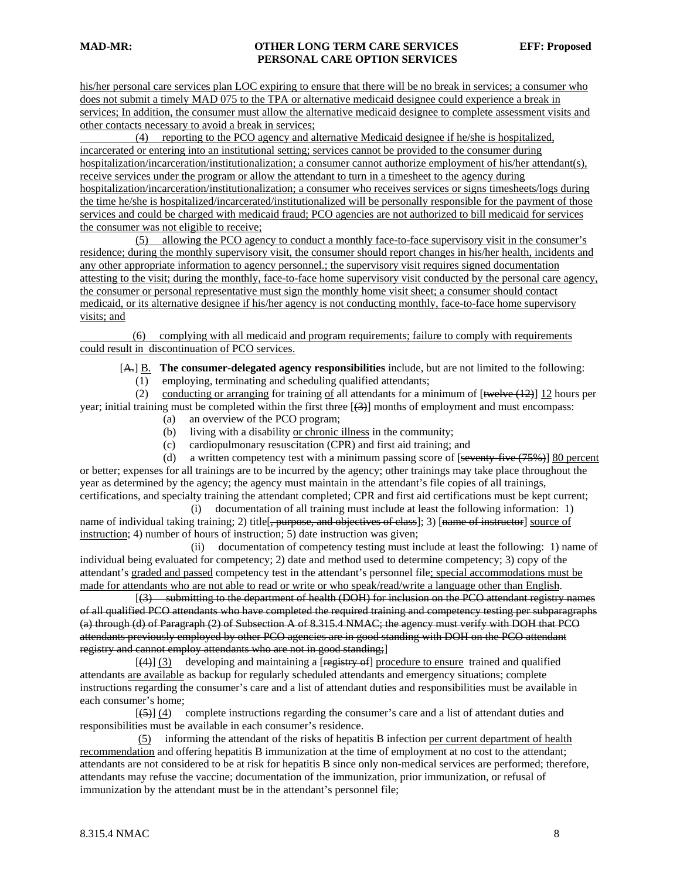his/her personal care services plan LOC expiring to ensure that there will be no break in services; a consumer who does not submit a timely MAD 075 to the TPA or alternative medicaid designee could experience a break in services; In addition, the consumer must allow the alternative medicaid designee to complete assessment visits and other contacts necessary to avoid a break in services;

(4) reporting to the PCO agency and alternative Medicaid designee if he/she is hospitalized, incarcerated or entering into an institutional setting; services cannot be provided to the consumer during hospitalization/incarceration/institutionalization; a consumer cannot authorize employment of his/her attendant(s), receive services under the program or allow the attendant to turn in a timesheet to the agency during hospitalization/incarceration/institutionalization; a consumer who receives services or signs timesheets/logs during the time he/she is hospitalized/incarcerated/institutionalized will be personally responsible for the payment of those services and could be charged with medicaid fraud; PCO agencies are not authorized to bill medicaid for services the consumer was not eligible to receive;

(5) allowing the PCO agency to conduct a monthly face-to-face supervisory visit in the consumer's residence; during the monthly supervisory visit, the consumer should report changes in his/her health, incidents and any other appropriate information to agency personnel.; the supervisory visit requires signed documentation attesting to the visit; during the monthly, face-to-face home supervisory visit conducted by the personal care agency, the consumer or personal representative must sign the monthly home visit sheet; a consumer should contact medicaid, or its alternative designee if his/her agency is not conducting monthly, face-to-face home supervisory visits; and

(6) complying with all medicaid and program requirements; failure to comply with requirements could result in discontinuation of PCO services.

[A.] B. **The consumer-delegated agency responsibilities** include, but are not limited to the following:

(1) employing, terminating and scheduling qualified attendants;

(2) conducting or arranging for training of all attendants for a minimum of [~~twelve (12)~~] 12 hours per year; initial training must be completed within the first three [~~(3)~~] months of employment and must encompass:

(a) an overview of the PCO program;

(b) living with a disability or chronic illness in the community;

(c) cardiopulmonary resuscitation (CPR) and first aid training; and

(d) a written competency test with a minimum passing score of [~~seventy-five (75%)~~] 80 percent or better; expenses for all trainings are to be incurred by the agency; other trainings may take place throughout the year as determined by the agency; the agency must maintain in the attendant's file copies of all trainings, certifications, and specialty training the attendant completed; CPR and first aid certifications must be kept current;

(i) documentation of all training must include at least the following information: 1) name of individual taking training; 2) title[~~, purpose, and objectives of class~~]; 3) [~~name of instructor~~] source of instruction; 4) number of hours of instruction; 5) date instruction was given;

(ii) documentation of competency testing must include at least the following: 1) name of individual being evaluated for competency; 2) date and method used to determine competency; 3) copy of the attendant's graded and passed competency test in the attendant's personnel file; special accommodations must be made for attendants who are not able to read or write or who speak/read/write a language other than English.

[~~(3) submitting to the department of health (DOH) for inclusion on the PCO attendant registry names of all qualified PCO attendants who have completed the required training and competency testing per subparagraphs (a) through (d) of Paragraph (2) of Subsection A of 8.315.4 NMAC; the agency must verify with DOH that PCO attendants previously employed by other PCO agencies are in good standing with DOH on the PCO attendant registry and cannot employ attendants who are not in good standing;~~]

[~~(4)~~] (3) developing and maintaining a [~~registry of~~] procedure to ensure trained and qualified attendants are available as backup for regularly scheduled attendants and emergency situations; complete instructions regarding the consumer's care and a list of attendant duties and responsibilities must be available in each consumer's home;

[~~(5)~~] (4) complete instructions regarding the consumer's care and a list of attendant duties and responsibilities must be available in each consumer's residence.

(5) informing the attendant of the risks of hepatitis B infection per current department of health recommendation and offering hepatitis B immunization at the time of employment at no cost to the attendant; attendants are not considered to be at risk for hepatitis B since only non-medical services are performed; therefore, attendants may refuse the vaccine; documentation of the immunization, prior immunization, or refusal of immunization by the attendant must be in the attendant's personnel file;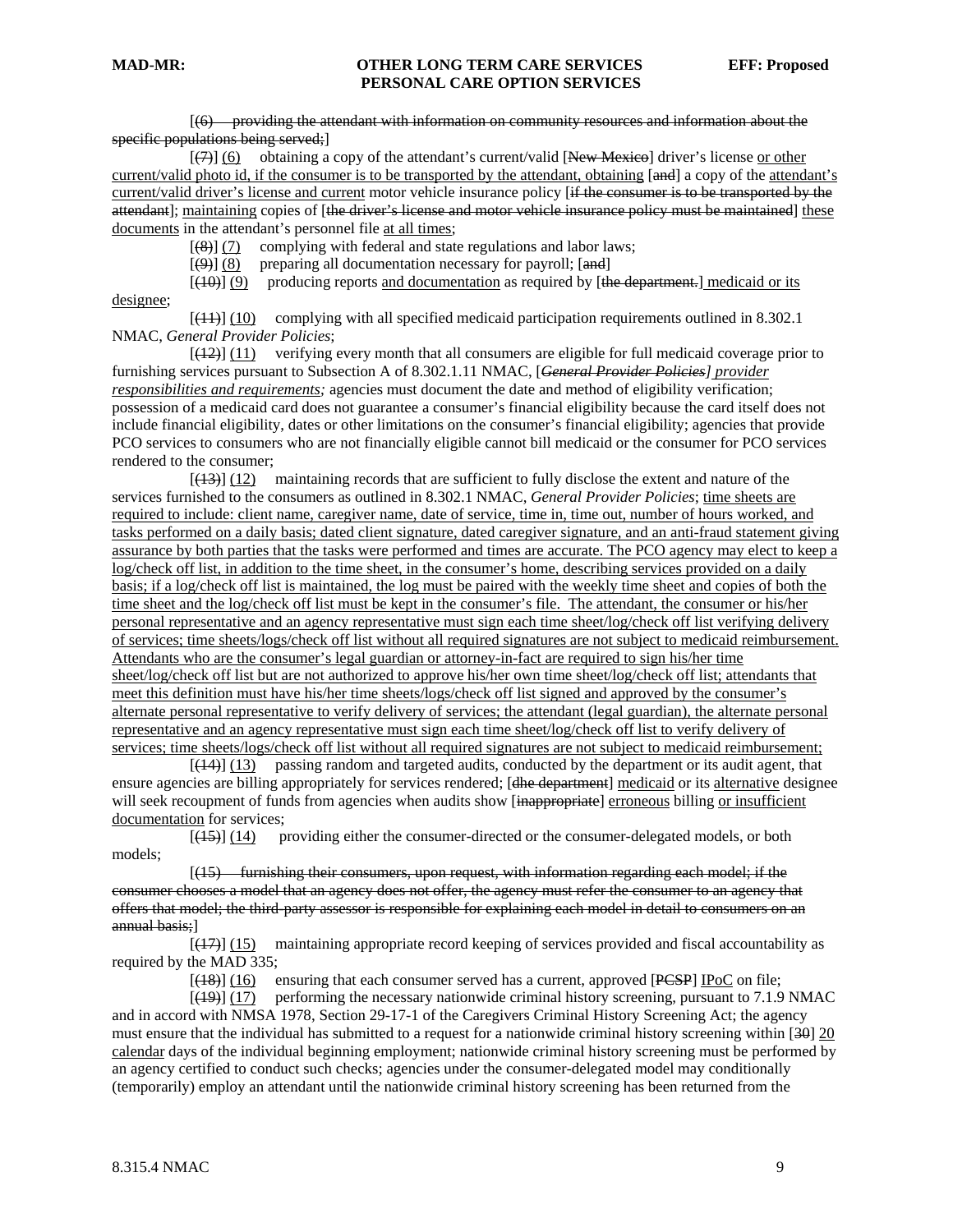[(6) providing the attendant with information on community resources and information about the specific populations being served;]

[(7)] (6) obtaining a copy of the attendant's current/valid [New Mexico] driver's license or other current/valid photo id, if the consumer is to be transported by the attendant, obtaining [and] a copy of the attendant's current/valid driver's license and current motor vehicle insurance policy [if the consumer is to be transported by the attendant]; maintaining copies of [the driver's license and motor vehicle insurance policy must be maintained] these documents in the attendant's personnel file at all times;

[(8)] (7) complying with federal and state regulations and labor laws;

[(9)] (8) preparing all documentation necessary for payroll; [and]

[(10)] (9) producing reports and documentation as required by [the department.] medicaid or its designee;

[(11)] (10) complying with all specified medicaid participation requirements outlined in 8.302.1 NMAC, *General Provider Policies*;

[(12)] (11) verifying every month that all consumers are eligible for full medicaid coverage prior to furnishing services pursuant to Subsection A of 8.302.1.11 NMAC, [*General Provider Policies*] *provider responsibilities and requirements;* agencies must document the date and method of eligibility verification; possession of a medicaid card does not guarantee a consumer's financial eligibility because the card itself does not include financial eligibility, dates or other limitations on the consumer's financial eligibility; agencies that provide PCO services to consumers who are not financially eligible cannot bill medicaid or the consumer for PCO services rendered to the consumer;

[(13)] (12) maintaining records that are sufficient to fully disclose the extent and nature of the services furnished to the consumers as outlined in 8.302.1 NMAC, *General Provider Policies*; time sheets are required to include: client name, caregiver name, date of service, time in, time out, number of hours worked, and tasks performed on a daily basis; dated client signature, dated caregiver signature, and an anti-fraud statement giving assurance by both parties that the tasks were performed and times are accurate. The PCO agency may elect to keep a log/check off list, in addition to the time sheet, in the consumer's home, describing services provided on a daily basis; if a log/check off list is maintained, the log must be paired with the weekly time sheet and copies of both the time sheet and the log/check off list must be kept in the consumer's file. The attendant, the consumer or his/her personal representative and an agency representative must sign each time sheet/log/check off list verifying delivery of services; time sheets/logs/check off list without all required signatures are not subject to medicaid reimbursement. Attendants who are the consumer's legal guardian or attorney-in-fact are required to sign his/her time sheet/log/check off list but are not authorized to approve his/her own time sheet/log/check off list; attendants that meet this definition must have his/her time sheets/logs/check off list signed and approved by the consumer's alternate personal representative to verify delivery of services; the attendant (legal guardian), the alternate personal representative and an agency representative must sign each time sheet/log/check off list to verify delivery of services; time sheets/logs/check off list without all required signatures are not subject to medicaid reimbursement;

[(14)] (13) passing random and targeted audits, conducted by the department or its audit agent, that ensure agencies are billing appropriately for services rendered; [dhe department] medicaid or its alternative designee will seek recoupment of funds from agencies when audits show [inappropriate] erroneous billing or insufficient documentation for services;

[(15)] (14) providing either the consumer-directed or the consumer-delegated models, or both models;

[(15) furnishing their consumers, upon request, with information regarding each model; if the consumer chooses a model that an agency does not offer, the agency must refer the consumer to an agency that offers that model; the third-party assessor is responsible for explaining each model in detail to consumers on an annual basis;]

[(17)] (15) maintaining appropriate record keeping of services provided and fiscal accountability as required by the MAD 335;

[(18)] (16) ensuring that each consumer served has a current, approved [PCSP] IPoC on file;

[(19)] (17) performing the necessary nationwide criminal history screening, pursuant to 7.1.9 NMAC and in accord with NMSA 1978, Section 29-17-1 of the Caregivers Criminal History Screening Act; the agency must ensure that the individual has submitted to a request for a nationwide criminal history screening within [30] 20 calendar days of the individual beginning employment; nationwide criminal history screening must be performed by an agency certified to conduct such checks; agencies under the consumer-delegated model may conditionally (temporarily) employ an attendant until the nationwide criminal history screening has been returned from the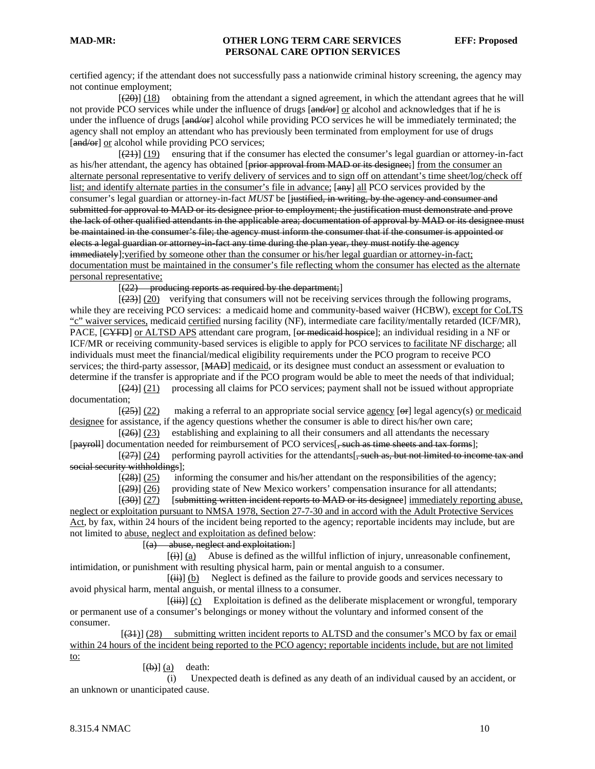certified agency; if the attendant does not successfully pass a nationwide criminal history screening, the agency may not continue employment;

[(20)] (18) obtaining from the attendant a signed agreement, in which the attendant agrees that he will not provide PCO services while under the influence of drugs [and/or] or alcohol and acknowledges that if he is under the influence of drugs [and/or] alcohol while providing PCO services he will be immediately terminated; the agency shall not employ an attendant who has previously been terminated from employment for use of drugs [and/or] or alcohol while providing PCO services;

[(21)] (19) ensuring that if the consumer has elected the consumer's legal guardian or attorney-in-fact as his/her attendant, the agency has obtained [prior approval from MAD or its designee;] from the consumer an alternate personal representative to verify delivery of services and to sign off on attendant's time sheet/log/check off list; and identify alternate parties in the consumer's file in advance; [any] all PCO services provided by the consumer's legal guardian or attorney-in-fact *MUST* be [justified, in writing, by the agency and consumer and submitted for approval to MAD or its designee prior to employment; the justification must demonstrate and prove the lack of other qualified attendants in the applicable area; documentation of approval by MAD or its designee must be maintained in the consumer's file; the agency must inform the consumer that if the consumer is appointed or elects a legal guardian or attorney-in-fact any time during the plan year, they must notify the agency immediately];verified by someone other than the consumer or his/her legal guardian or attorney-in-fact; documentation must be maintained in the consumer's file reflecting whom the consumer has elected as the alternate personal representative;

[(22) producing reports as required by the department;]

[(23)] (20) verifying that consumers will not be receiving services through the following programs, while they are receiving PCO services: a medicaid home and community-based waiver (HCBW), except for CoLTS "c" waiver services, medicaid certified nursing facility (NF), intermediate care facility/mentally retarded (ICF/MR), PACE, [CYFD] or ALTSD APS attendant care program, [or medicaid hospice]; an individual residing in a NF or ICF/MR or receiving community-based services is eligible to apply for PCO services to facilitate NF discharge; all individuals must meet the financial/medical eligibility requirements under the PCO program to receive PCO services; the third-party assessor, [MAD] medicaid, or its designee must conduct an assessment or evaluation to determine if the transfer is appropriate and if the PCO program would be able to meet the needs of that individual;

[(24)] (21) processing all claims for PCO services; payment shall not be issued without appropriate documentation;

[(25)] (22) making a referral to an appropriate social service agency [or] legal agency(s) or medicaid designee for assistance, if the agency questions whether the consumer is able to direct his/her own care;

[(26)] (23) establishing and explaining to all their consumers and all attendants the necessary [payroll] documentation needed for reimbursement of PCO services[, such as time sheets and tax forms];

[(27)] (24) performing payroll activities for the attendants[, such as, but not limited to income tax and social security withholdings];

[(28)] (25) informing the consumer and his/her attendant on the responsibilities of the agency;

[(29)] (26) providing state of New Mexico workers' compensation insurance for all attendants;

[(30)] (27) [submitting written incident reports to MAD or its designee] immediately reporting abuse, neglect or exploitation pursuant to NMSA 1978, Section 27-7-30 and in accord with the Adult Protective Services Act, by fax, within 24 hours of the incident being reported to the agency; reportable incidents may include, but are not limited to abuse, neglect and exploitation as defined below:

[(a) abuse, neglect and exploitation:]

[(i)] (a) Abuse is defined as the willful infliction of injury, unreasonable confinement, intimidation, or punishment with resulting physical harm, pain or mental anguish to a consumer.

[(ii)] (b) Neglect is defined as the failure to provide goods and services necessary to avoid physical harm, mental anguish, or mental illness to a consumer.

[(iii)] (c) Exploitation is defined as the deliberate misplacement or wrongful, temporary or permanent use of a consumer's belongings or money without the voluntary and informed consent of the consumer.

[(31)] (28) submitting written incident reports to ALTSD and the consumer's MCO by fax or email within 24 hours of the incident being reported to the PCO agency; reportable incidents include, but are not limited to:

[(b)] (a) death:

(i) Unexpected death is defined as any death of an individual caused by an accident, or an unknown or unanticipated cause.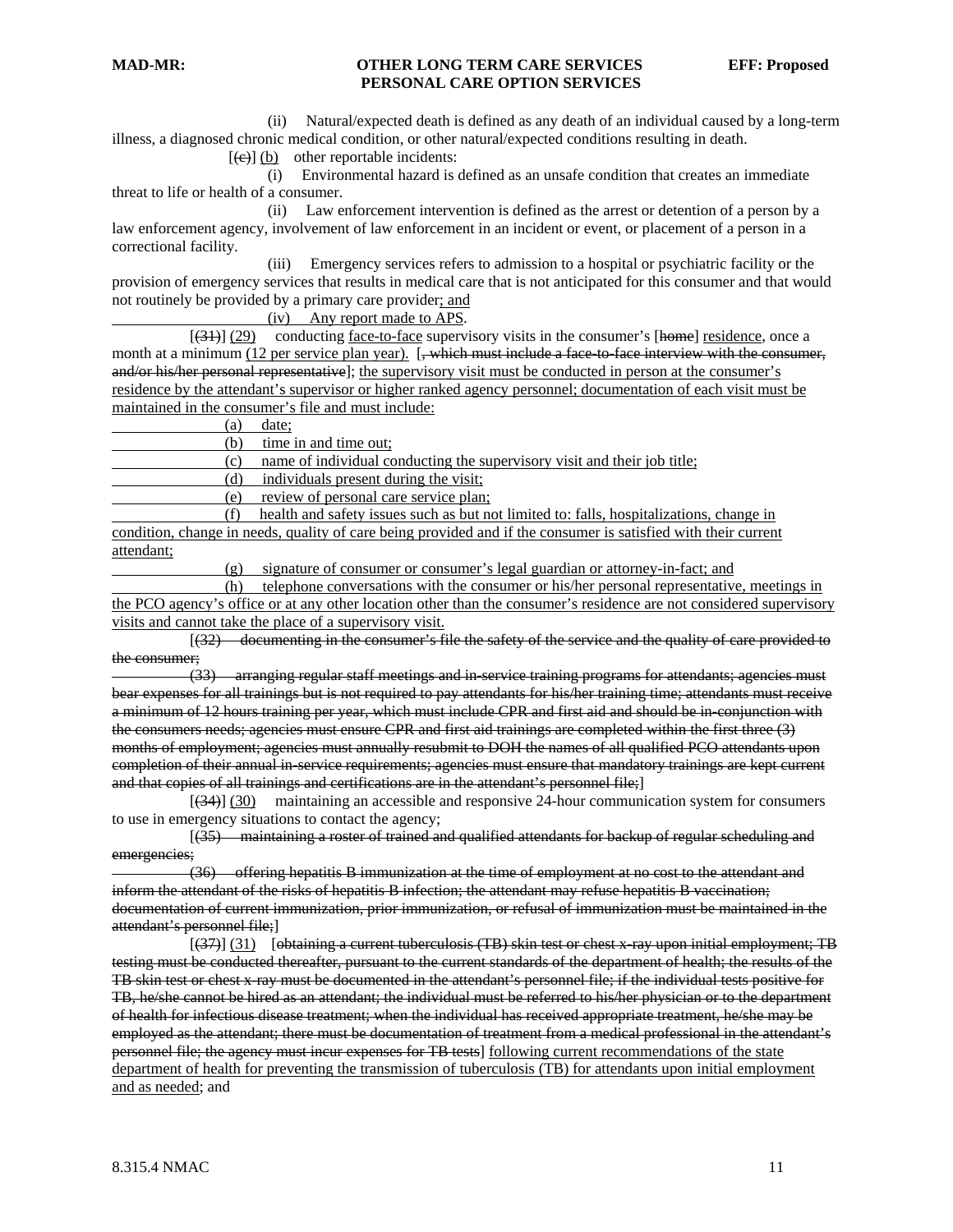(ii) Natural/expected death is defined as any death of an individual caused by a long-term illness, a diagnosed chronic medical condition, or other natural/expected conditions resulting in death.

[~~(c)~~] <u>(b)</u> other reportable incidents:

(i) Environmental hazard is defined as an unsafe condition that creates an immediate threat to life or health of a consumer.

(ii) Law enforcement intervention is defined as the arrest or detention of a person by a law enforcement agency, involvement of law enforcement in an incident or event, or placement of a person in a correctional facility.

(iii) Emergency services refers to admission to a hospital or psychiatric facility or the provision of emergency services that results in medical care that is not anticipated for this consumer and that would not routinely be provided by a primary care provider<u>; and</u>

<u>(iv) Any report made to APS</u>.

[~~(31)~~] <u>(29)</u> conducting <u>face-to-face</u> supervisory visits in the consumer's [~~home~~] <u>residence</u>, once a month at a minimum <u>(12 per service plan year).</u> [~~, which must include a face-to-face interview with the consumer, and/or his/her personal representative~~]; <u>the supervisory visit must be conducted in person at the consumer's residence by the attendant's supervisor or higher ranked agency personnel; documentation of each visit must be maintained in the consumer's file and must include:</u>

<u>(a) date;</u>

<u>(b) time in and time out;</u>

<u>(c) name of individual conducting the supervisory visit and their job title;</u>

<u>(d) individuals present during the visit;</u>

<u>(e) review of personal care service plan;</u>

<u>(f) health and safety issues such as but not limited to: falls, hospitalizations, change in condition, change in needs, quality of care being provided and if the consumer is satisfied with their current attendant;</u>

<u>(g) signature of consumer or consumer's legal guardian or attorney-in-fact; and</u>

<u>(h) telephone conversations with the consumer or his/her personal representative, meetings in the PCO agency's office or at any other location other than the consumer's residence are not considered supervisory visits and cannot take the place of a supervisory visit.</u>

[~~(32) documenting in the consumer's file the safety of the service and the quality of care provided to the consumer;~~

~~(33) arranging regular staff meetings and in-service training programs for attendants; agencies must bear expenses for all trainings but is not required to pay attendants for his/her training time; attendants must receive a minimum of 12 hours training per year, which must include CPR and first aid and should be in-conjunction with the consumers needs; agencies must ensure CPR and first aid trainings are completed within the first three (3) months of employment; agencies must annually resubmit to DOH the names of all qualified PCO attendants upon completion of their annual in-service requirements; agencies must ensure that mandatory trainings are kept current and that copies of all trainings and certifications are in the attendant's personnel file;~~]

[~~(34)~~] <u>(30)</u> maintaining an accessible and responsive 24-hour communication system for consumers to use in emergency situations to contact the agency;

[~~(35) maintaining a roster of trained and qualified attendants for backup of regular scheduling and emergencies;~~

~~(36) offering hepatitis B immunization at the time of employment at no cost to the attendant and inform the attendant of the risks of hepatitis B infection; the attendant may refuse hepatitis B vaccination; documentation of current immunization, prior immunization, or refusal of immunization must be maintained in the attendant's personnel file;~~]

[~~(37)~~] <u>(31)</u> [~~obtaining a current tuberculosis (TB) skin test or chest x-ray upon initial employment; TB testing must be conducted thereafter, pursuant to the current standards of the department of health; the results of the TB skin test or chest x-ray must be documented in the attendant's personnel file; if the individual tests positive for TB, he/she cannot be hired as an attendant; the individual must be referred to his/her physician or to the department of health for infectious disease treatment; when the individual has received appropriate treatment, he/she may be employed as the attendant; there must be documentation of treatment from a medical professional in the attendant's personnel file; the agency must incur expenses for TB tests~~] <u>following current recommendations of the state department of health for preventing the transmission of tuberculosis (TB) for attendants upon initial employment and as needed</u>; and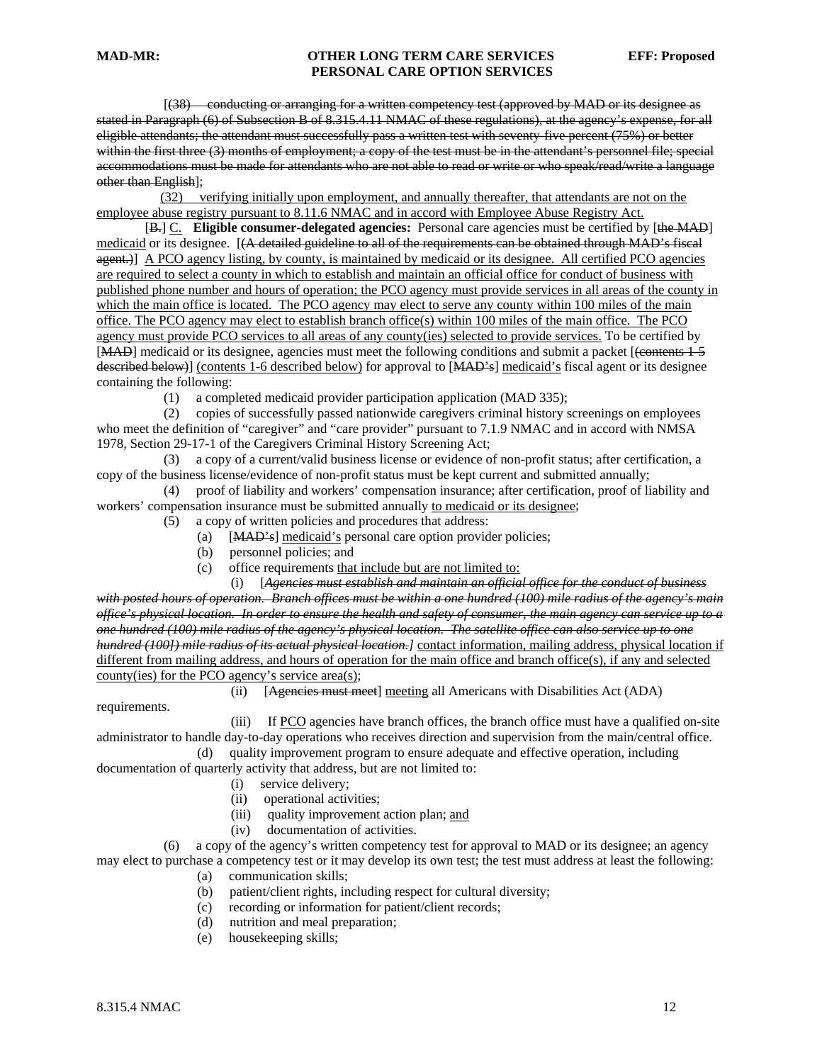[~~(38) conducting or arranging for a written competency test (approved by MAD or its designee as stated in Paragraph (6) of Subsection B of 8.315.4.11 NMAC of these regulations), at the agency's expense, for all eligible attendants; the attendant must successfully pass a written test with seventy-five percent (75%) or better within the first three (3) months of employment; a copy of the test must be in the attendant's personnel file; special accommodations must be made for attendants who are not able to read or write or who speak/read/write a language other than English~~];

<u>(32) verifying initially upon employment, and annually thereafter, that attendants are not on the employee abuse registry pursuant to 8.11.6 NMAC and in accord with Employee Abuse Registry Act.</u>

[~~B.~~] <u>C.</u> **Eligible consumer-delegated agencies:** Personal care agencies must be certified by [~~the MAD~~] <u>medicaid</u> or its designee. [~~(A detailed guideline to all of the requirements can be obtained through MAD's fiscal agent.)~~] <u>A PCO agency listing, by county, is maintained by medicaid or its designee. All certified PCO agencies are required to select a county in which to establish and maintain an official office for conduct of business with published phone number and hours of operation; the PCO agency must provide services in all areas of the county in which the main office is located. The PCO agency may elect to serve any county within 100 miles of the main office. The PCO agency may elect to establish branch office(s) within 100 miles of the main office. The PCO agency must provide PCO services to all areas of any county(ies) selected to provide services.</u> To be certified by [~~MAD~~] medicaid or its designee, agencies must meet the following conditions and submit a packet [~~(contents 1-5 described below)~~] <u>(contents 1-6 described below)</u> for approval to [~~MAD's~~] <u>medicaid's</u> fiscal agent or its designee containing the following:

(1) a completed medicaid provider participation application (MAD 335);

(2) copies of successfully passed nationwide caregivers criminal history screenings on employees who meet the definition of "caregiver" and "care provider" pursuant to 7.1.9 NMAC and in accord with NMSA 1978, Section 29-17-1 of the Caregivers Criminal History Screening Act;

(3) a copy of a current/valid business license or evidence of non-profit status; after certification, a copy of the business license/evidence of non-profit status must be kept current and submitted annually;

(4) proof of liability and workers' compensation insurance; after certification, proof of liability and workers' compensation insurance must be submitted annually <u>to medicaid or its designee</u>;

(5) a copy of written policies and procedures that address:

(a) [~~MAD's~~] <u>medicaid's</u> personal care option provider policies;

(b) personnel policies; and

(c) office requirements <u>that include but are not limited to:</u>

(i) [~~*Agencies must establish and maintain an official office for the conduct of business with posted hours of operation. Branch offices must be within a one hundred (100) mile radius of the agency's main office's physical location. In order to ensure the health and safety of consumer, the main agency can service up to a one hundred (100) mile radius of the agency's physical location. The satellite office can also service up to one hundred (100]) mile radius of its actual physical location.*~~] <u>contact information, mailing address, physical location if different from mailing address, and hours of operation for the main office and branch office(s), if any and selected county(ies) for the PCO agency's service area(s);</u>

(ii) [~~Agencies must meet~~] <u>meeting</u> all Americans with Disabilities Act (ADA) requirements.

(iii) If <u>PCO</u> agencies have branch offices, the branch office must have a qualified on-site administrator to handle day-to-day operations who receives direction and supervision from the main/central office.

(d) quality improvement program to ensure adequate and effective operation, including documentation of quarterly activity that address, but are not limited to:

(i) service delivery;

(ii) operational activities;

(iii) quality improvement action plan; <u>and</u>

(iv) documentation of activities.

(6) a copy of the agency's written competency test for approval to MAD or its designee; an agency may elect to purchase a competency test or it may develop its own test; the test must address at least the following:

(a) communication skills;

(b) patient/client rights, including respect for cultural diversity;

(c) recording or information for patient/client records;

(d) nutrition and meal preparation;

(e) housekeeping skills;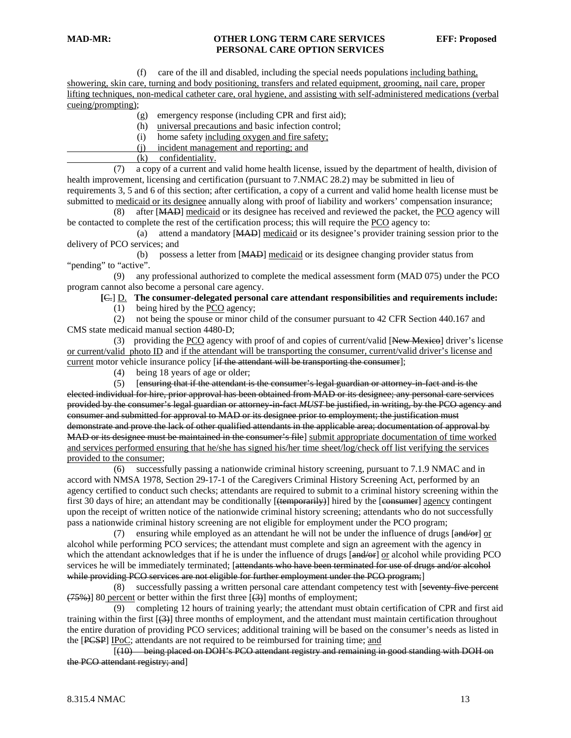(f) care of the ill and disabled, including the special needs populations <u>including bathing, showering, skin care, turning and body positioning, transfers and related equipment, grooming, nail care, proper lifting techniques, non-medical catheter care, oral hygiene, and assisting with self-administered medications (verbal cueing/prompting)</u>;

(g) emergency response (including CPR and first aid);

(h) <u>universal precautions and</u> basic infection control;

(i) home safety <u>including oxygen and fire safety;</u>

<u>(j) incident management and reporting; and</u>

<u>(k) confidentiality.</u>

(7) a copy of a current and valid home health license, issued by the department of health, division of health improvement, licensing and certification (pursuant to 7.NMAC 28.2) may be submitted in lieu of requirements 3, 5 and 6 of this section; after certification, a copy of a current and valid home health license must be submitted to <u>medicaid or its designee</u> annually along with proof of liability and workers' compensation insurance;

(8) after [~~MAD~~] <u>medicaid</u> or its designee has received and reviewed the packet, the <u>PCO</u> agency will be contacted to complete the rest of the certification process; this will require the <u>PCO</u> agency to:

(a) attend a mandatory [~~MAD~~] <u>medicaid</u> or its designee's provider training session prior to the delivery of PCO services; and

(b) possess a letter from [~~MAD~~] <u>medicaid</u> or its designee changing provider status from "pending" to "active".

(9) any professional authorized to complete the medical assessment form (MAD 075) under the PCO program cannot also become a personal care agency.

**[~~C.~~] <u>D.</u> The consumer-delegated personal care attendant responsibilities and requirements include:**

(1) being hired by the <u>PCO</u> agency;

(2) not being the spouse or minor child of the consumer pursuant to 42 CFR Section 440.167 and CMS state medicaid manual section 4480-D;

(3) providing the <u>PCO</u> agency with proof of and copies of current/valid [~~New Mexico~~] driver's license <u>or current/valid photo ID</u> and <u>if the attendant will be transporting the consumer, current/valid driver's license and current</u> motor vehicle insurance policy [~~if the attendant will be transporting the consumer~~];

(4) being 18 years of age or older;

(5) [~~ensuring that if the attendant is the consumer's legal guardian or attorney-in-fact and is the elected individual for hire, prior approval has been obtained from MAD or its designee; any personal care services provided by the consumer's legal guardian or attorney-in-fact *MUST* be justified, in writing, by the PCO agency and consumer and submitted for approval to MAD or its designee prior to employment; the justification must demonstrate and prove the lack of other qualified attendants in the applicable area; documentation of approval by MAD or its designee must be maintained in the consumer's file~~] <u>submit appropriate documentation of time worked and services performed ensuring that he/she has signed his/her time sheet/log/check off list verifying the services provided to the consumer</u>;

(6) successfully passing a nationwide criminal history screening, pursuant to 7.1.9 NMAC and in accord with NMSA 1978, Section 29-17-1 of the Caregivers Criminal History Screening Act, performed by an agency certified to conduct such checks; attendants are required to submit to a criminal history screening within the first 30 days of hire; an attendant may be conditionally [~~(temporarily)~~] hired by the [~~consumer~~] <u>agency</u> contingent upon the receipt of written notice of the nationwide criminal history screening; attendants who do not successfully pass a nationwide criminal history screening are not eligible for employment under the PCO program;

(7) ensuring while employed as an attendant he will not be under the influence of drugs [~~and/or~~] <u>or</u> alcohol while performing PCO services; the attendant must complete and sign an agreement with the agency in which the attendant acknowledges that if he is under the influence of drugs [~~and/or~~] <u>or</u> alcohol while providing PCO services he will be immediately terminated; [~~attendants who have been terminated for use of drugs and/or alcohol while providing PCO services are not eligible for further employment under the PCO program;~~]

(8) successfully passing a written personal care attendant competency test with [~~seventy-five percent (75%)~~] 80 <u>percent</u> or better within the first three [~~(3)~~] months of employment;

(9) completing 12 hours of training yearly; the attendant must obtain certification of CPR and first aid training within the first [~~(3)~~] three months of employment, and the attendant must maintain certification throughout the entire duration of providing PCO services; additional training will be based on the consumer's needs as listed in the [~~PCSP~~] <u>IPoC</u>; attendants are not required to be reimbursed for training time; <u>and</u>

[~~(10) being placed on DOH's PCO attendant registry and remaining in good standing with DOH on the PCO attendant registry; and~~]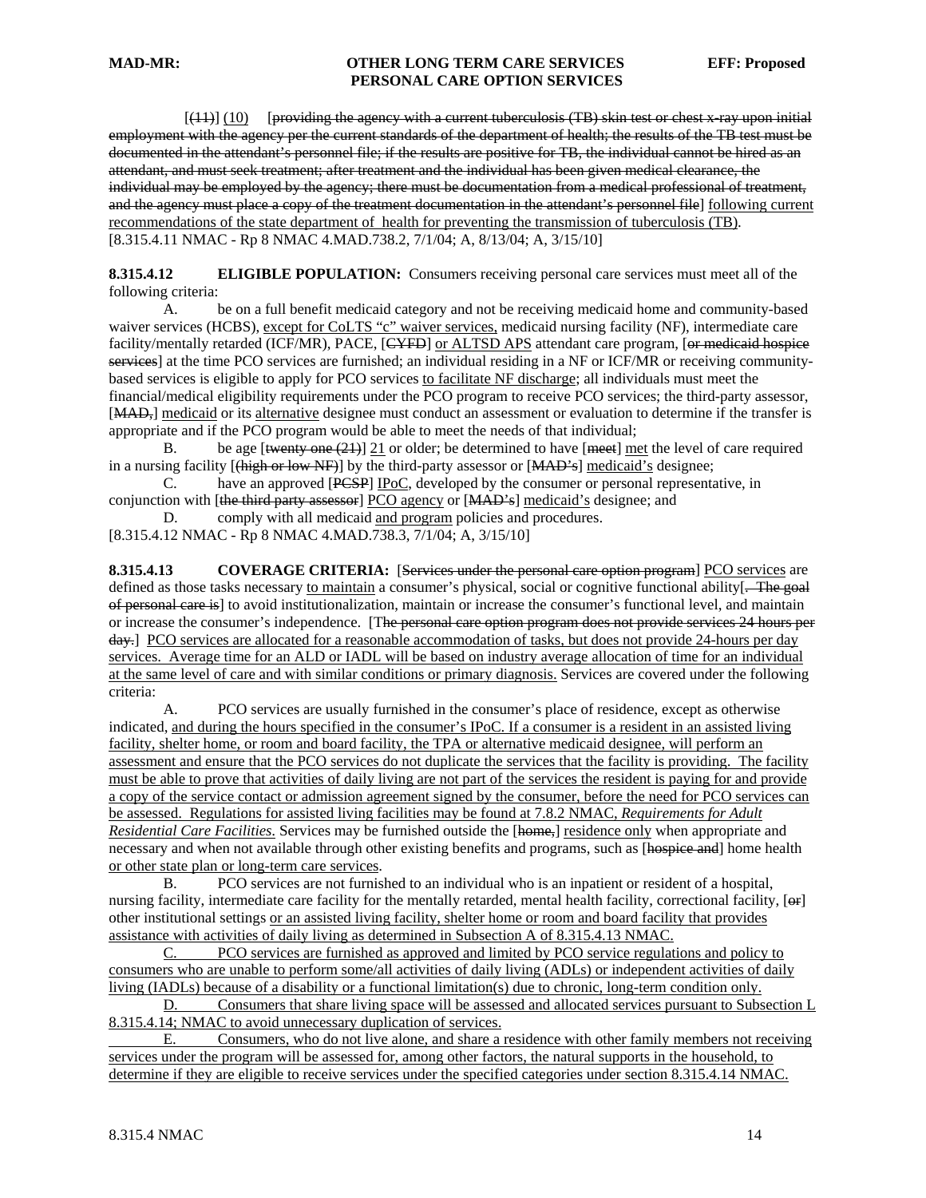[(11)] (10) [providing the agency with a current tuberculosis (TB) skin test or chest x-ray upon initial employment with the agency per the current standards of the department of health; the results of the TB test must be documented in the attendant's personnel file; if the results are positive for TB, the individual cannot be hired as an attendant, and must seek treatment; after treatment and the individual has been given medical clearance, the individual may be employed by the agency; there must be documentation from a medical professional of treatment, and the agency must place a copy of the treatment documentation in the attendant's personnel file] following current recommendations of the state department of health for preventing the transmission of tuberculosis (TB).
[8.315.4.11 NMAC - Rp 8 NMAC 4.MAD.738.2, 7/1/04; A, 8/13/04; A, 3/15/10]

**8.315.4.12 ELIGIBLE POPULATION:** Consumers receiving personal care services must meet all of the following criteria:

A. be on a full benefit medicaid category and not be receiving medicaid home and community-based waiver services (HCBS), except for CoLTS "c" waiver services, medicaid nursing facility (NF), intermediate care facility/mentally retarded (ICF/MR), PACE, [CYFD] or ALTSD APS attendant care program, [or medicaid hospice services] at the time PCO services are furnished; an individual residing in a NF or ICF/MR or receiving community-based services is eligible to apply for PCO services to facilitate NF discharge; all individuals must meet the financial/medical eligibility requirements under the PCO program to receive PCO services; the third-party assessor, [MAD,] medicaid or its alternative designee must conduct an assessment or evaluation to determine if the transfer is appropriate and if the PCO program would be able to meet the needs of that individual;

B. be age [twenty one (21)] 21 or older; be determined to have [meet] met the level of care required in a nursing facility [(high or low NF)] by the third-party assessor or [MAD's] medicaid's designee;

C. have an approved [PCSP] IPoC, developed by the consumer or personal representative, in conjunction with [the third party assessor] PCO agency or [MAD's] medicaid's designee; and

D. comply with all medicaid and program policies and procedures.

[8.315.4.12 NMAC - Rp 8 NMAC 4.MAD.738.3, 7/1/04; A, 3/15/10]

**8.315.4.13 COVERAGE CRITERIA:** [Services under the personal care option program] PCO services are defined as those tasks necessary to maintain a consumer's physical, social or cognitive functional ability[. The goal of personal care is] to avoid institutionalization, maintain or increase the consumer's functional level, and maintain or increase the consumer's independence. [The personal care option program does not provide services 24 hours per day.] PCO services are allocated for a reasonable accommodation of tasks, but does not provide 24-hours per day services. Average time for an ALD or IADL will be based on industry average allocation of time for an individual at the same level of care and with similar conditions or primary diagnosis. Services are covered under the following criteria:

A. PCO services are usually furnished in the consumer's place of residence, except as otherwise indicated, and during the hours specified in the consumer's IPoC. If a consumer is a resident in an assisted living facility, shelter home, or room and board facility, the TPA or alternative medicaid designee, will perform an assessment and ensure that the PCO services do not duplicate the services that the facility is providing. The facility must be able to prove that activities of daily living are not part of the services the resident is paying for and provide a copy of the service contact or admission agreement signed by the consumer, before the need for PCO services can be assessed. Regulations for assisted living facilities may be found at 7.8.2 NMAC, *Requirements for Adult Residential Care Facilities*. Services may be furnished outside the [home,] residence only when appropriate and necessary and when not available through other existing benefits and programs, such as [hospice and] home health or other state plan or long-term care services.

B. PCO services are not furnished to an individual who is an inpatient or resident of a hospital, nursing facility, intermediate care facility for the mentally retarded, mental health facility, correctional facility, [or] other institutional settings or an assisted living facility, shelter home or room and board facility that provides assistance with activities of daily living as determined in Subsection A of 8.315.4.13 NMAC.

C. PCO services are furnished as approved and limited by PCO service regulations and policy to consumers who are unable to perform some/all activities of daily living (ADLs) or independent activities of daily living (IADLs) because of a disability or a functional limitation(s) due to chronic, long-term condition only.

D. Consumers that share living space will be assessed and allocated services pursuant to Subsection L 8.315.4.14; NMAC to avoid unnecessary duplication of services.

E. Consumers, who do not live alone, and share a residence with other family members not receiving services under the program will be assessed for, among other factors, the natural supports in the household, to determine if they are eligible to receive services under the specified categories under section 8.315.4.14 NMAC.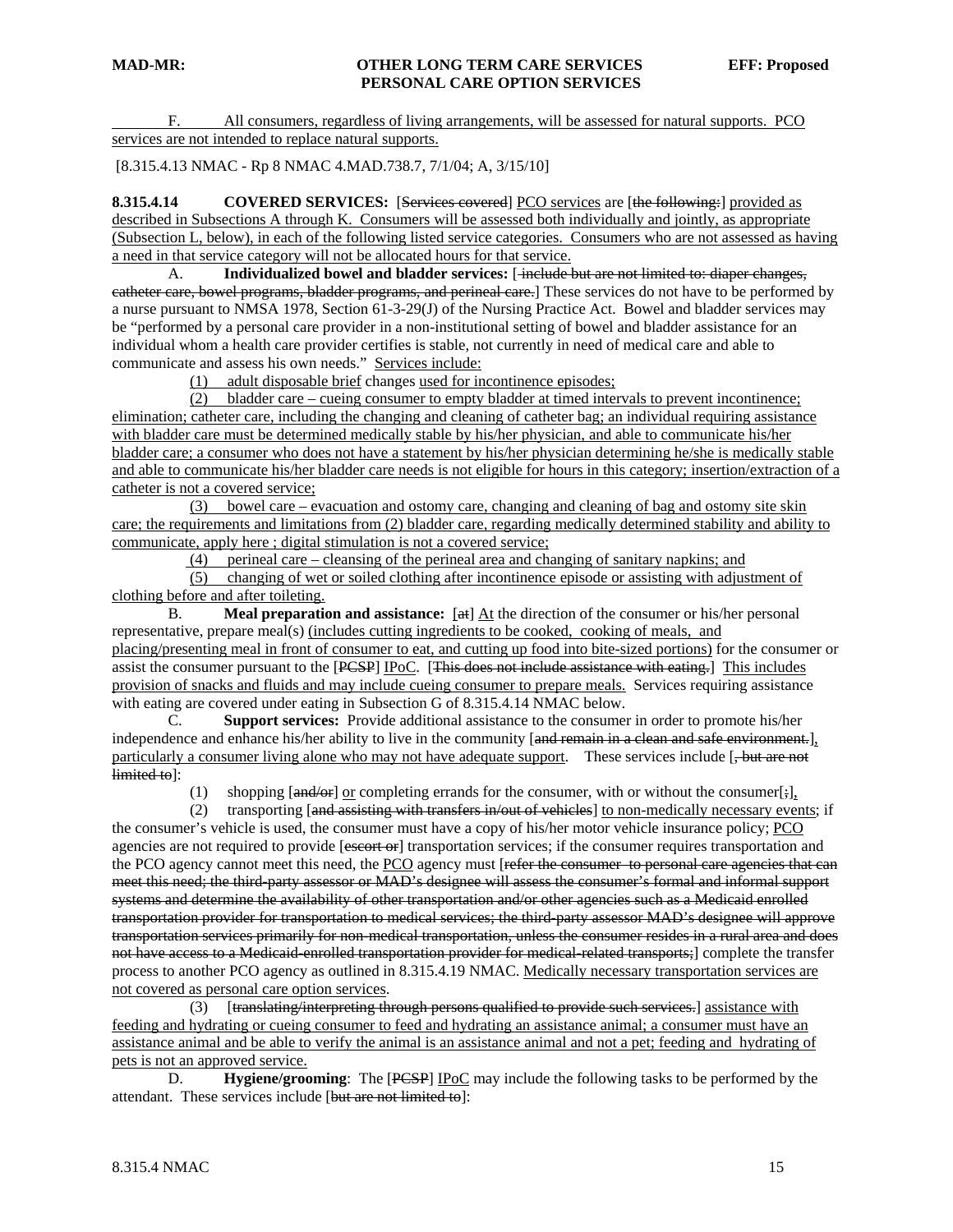F. All consumers, regardless of living arrangements, will be assessed for natural supports. PCO services are not intended to replace natural supports.

[8.315.4.13 NMAC - Rp 8 NMAC 4.MAD.738.7, 7/1/04; A, 3/15/10]

**8.315.4.14 COVERED SERVICES:** [~~Services covered~~] PCO services are [~~the following:~~] provided as described in Subsections A through K. Consumers will be assessed both individually and jointly, as appropriate (Subsection L, below), in each of the following listed service categories. Consumers who are not assessed as having a need in that service category will not be allocated hours for that service.

A. **Individualized bowel and bladder services:** [~~include but are not limited to: diaper changes, catheter care, bowel programs, bladder programs, and perineal care.~~] These services do not have to be performed by a nurse pursuant to NMSA 1978, Section 61-3-29(J) of the Nursing Practice Act. Bowel and bladder services may be "performed by a personal care provider in a non-institutional setting of bowel and bladder assistance for an individual whom a health care provider certifies is stable, not currently in need of medical care and able to communicate and assess his own needs." Services include:

(1) adult disposable brief changes used for incontinence episodes;

(2) bladder care – cueing consumer to empty bladder at timed intervals to prevent incontinence; elimination; catheter care, including the changing and cleaning of catheter bag; an individual requiring assistance with bladder care must be determined medically stable by his/her physician, and able to communicate his/her bladder care; a consumer who does not have a statement by his/her physician determining he/she is medically stable and able to communicate his/her bladder care needs is not eligible for hours in this category; insertion/extraction of a catheter is not a covered service;

(3) bowel care – evacuation and ostomy care, changing and cleaning of bag and ostomy site skin care; the requirements and limitations from (2) bladder care, regarding medically determined stability and ability to communicate, apply here ; digital stimulation is not a covered service;

(4) perineal care – cleansing of the perineal area and changing of sanitary napkins; and

(5) changing of wet or soiled clothing after incontinence episode or assisting with adjustment of clothing before and after toileting.

B. **Meal preparation and assistance:** [~~at~~] At the direction of the consumer or his/her personal representative, prepare meal(s) (includes cutting ingredients to be cooked, cooking of meals, and placing/presenting meal in front of consumer to eat, and cutting up food into bite-sized portions) for the consumer or assist the consumer pursuant to the [~~PCSP~~] IPoC. [~~This does not include assistance with eating.~~] This includes provision of snacks and fluids and may include cueing consumer to prepare meals. Services requiring assistance with eating are covered under eating in Subsection G of 8.315.4.14 NMAC below.

C. **Support services:** Provide additional assistance to the consumer in order to promote his/her independence and enhance his/her ability to live in the community [~~and remain in a clean and safe environment.~~], particularly a consumer living alone who may not have adequate support. These services include [~~, but are not limited to~~]:

(1) shopping [~~and/or~~] or completing errands for the consumer, with or without the consumer[~~;~~],

(2) transporting [~~and assisting with transfers in/out of vehicles~~] to non-medically necessary events; if the consumer's vehicle is used, the consumer must have a copy of his/her motor vehicle insurance policy; PCO agencies are not required to provide [~~escort or~~] transportation services; if the consumer requires transportation and the PCO agency cannot meet this need, the PCO agency must [~~refer the consumer to personal care agencies that can meet this need; the third-party assessor or MAD's designee will assess the consumer's formal and informal support systems and determine the availability of other transportation and/or other agencies such as a Medicaid enrolled transportation provider for transportation to medical services; the third-party assessor MAD's designee will approve transportation services primarily for non-medical transportation, unless the consumer resides in a rural area and does not have access to a Medicaid-enrolled transportation provider for medical-related transports;~~] complete the transfer process to another PCO agency as outlined in 8.315.4.19 NMAC. Medically necessary transportation services are not covered as personal care option services.

(3) [~~translating/interpreting through persons qualified to provide such services.~~] assistance with feeding and hydrating or cueing consumer to feed and hydrating an assistance animal; a consumer must have an assistance animal and be able to verify the animal is an assistance animal and not a pet; feeding and hydrating of pets is not an approved service.

D. **Hygiene/grooming**: The [~~PCSP~~] IPoC may include the following tasks to be performed by the attendant. These services include [~~but are not limited to~~]: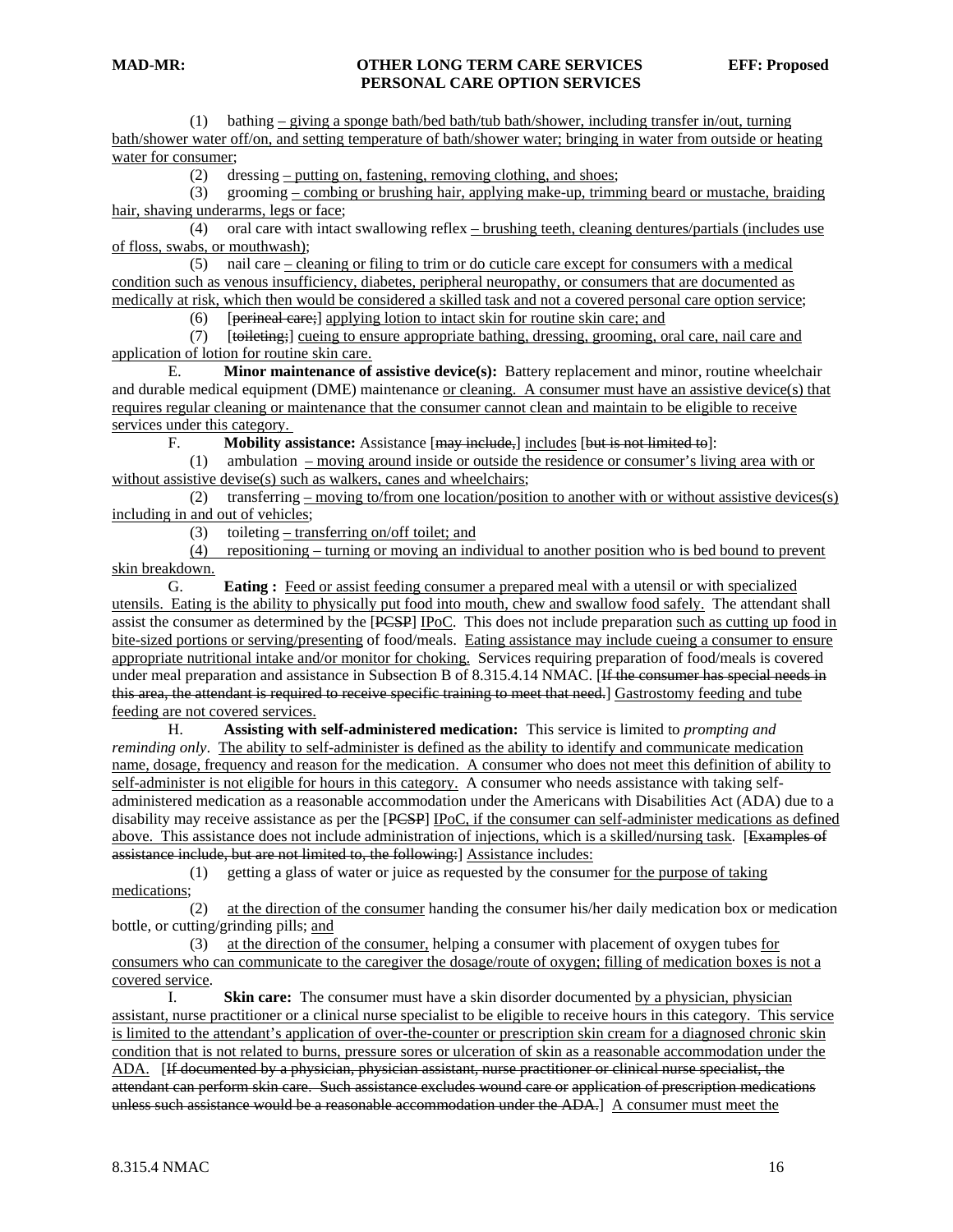(1) bathing – giving a sponge bath/bed bath/tub bath/shower, including transfer in/out, turning bath/shower water off/on, and setting temperature of bath/shower water; bringing in water from outside or heating water for consumer;

(2) dressing – putting on, fastening, removing clothing, and shoes;

(3) grooming – combing or brushing hair, applying make-up, trimming beard or mustache, braiding hair, shaving underarms, legs or face;

(4) oral care with intact swallowing reflex – brushing teeth, cleaning dentures/partials (includes use of floss, swabs, or mouthwash);

(5) nail care – cleaning or filing to trim or do cuticle care except for consumers with a medical condition such as venous insufficiency, diabetes, peripheral neuropathy, or consumers that are documented as medically at risk, which then would be considered a skilled task and not a covered personal care option service;

(6) [perineal care;] applying lotion to intact skin for routine skin care; and

(7) [toileting;] cueing to ensure appropriate bathing, dressing, grooming, oral care, nail care and application of lotion for routine skin care.

E. **Minor maintenance of assistive device(s):** Battery replacement and minor, routine wheelchair and durable medical equipment (DME) maintenance or cleaning. A consumer must have an assistive device(s) that requires regular cleaning or maintenance that the consumer cannot clean and maintain to be eligible to receive services under this category.

F. **Mobility assistance:** Assistance [may include,] includes [but is not limited to]:

(1) ambulation – moving around inside or outside the residence or consumer's living area with or without assistive devise(s) such as walkers, canes and wheelchairs;

(2) transferring – moving to/from one location/position to another with or without assistive devices(s) including in and out of vehicles;

(3) toileting – transferring on/off toilet; and

(4) repositioning – turning or moving an individual to another position who is bed bound to prevent skin breakdown.

G. **Eating :** Feed or assist feeding consumer a prepared meal with a utensil or with specialized utensils. Eating is the ability to physically put food into mouth, chew and swallow food safely. The attendant shall assist the consumer as determined by the [PCSP] IPoC. This does not include preparation such as cutting up food in bite-sized portions or serving/presenting of food/meals. Eating assistance may include cueing a consumer to ensure appropriate nutritional intake and/or monitor for choking. Services requiring preparation of food/meals is covered under meal preparation and assistance in Subsection B of 8.315.4.14 NMAC. [If the consumer has special needs in this area, the attendant is required to receive specific training to meet that need.] Gastrostomy feeding and tube feeding are not covered services.

H. **Assisting with self-administered medication:** This service is limited to *prompting and reminding only*. The ability to self-administer is defined as the ability to identify and communicate medication name, dosage, frequency and reason for the medication. A consumer who does not meet this definition of ability to self-administer is not eligible for hours in this category. A consumer who needs assistance with taking self-administered medication as a reasonable accommodation under the Americans with Disabilities Act (ADA) due to a disability may receive assistance as per the [PCSP] IPoC, if the consumer can self-administer medications as defined above. This assistance does not include administration of injections, which is a skilled/nursing task. [Examples of assistance include, but are not limited to, the following:] Assistance includes:

(1) getting a glass of water or juice as requested by the consumer for the purpose of taking medications;

(2) at the direction of the consumer handing the consumer his/her daily medication box or medication bottle, or cutting/grinding pills; and

(3) at the direction of the consumer, helping a consumer with placement of oxygen tubes for consumers who can communicate to the caregiver the dosage/route of oxygen; filling of medication boxes is not a covered service.

I. **Skin care:** The consumer must have a skin disorder documented by a physician, physician assistant, nurse practitioner or a clinical nurse specialist to be eligible to receive hours in this category. This service is limited to the attendant's application of over-the-counter or prescription skin cream for a diagnosed chronic skin condition that is not related to burns, pressure sores or ulceration of skin as a reasonable accommodation under the ADA. [If documented by a physician, physician assistant, nurse practitioner or clinical nurse specialist, the attendant can perform skin care. Such assistance excludes wound care or application of prescription medications unless such assistance would be a reasonable accommodation under the ADA.] A consumer must meet the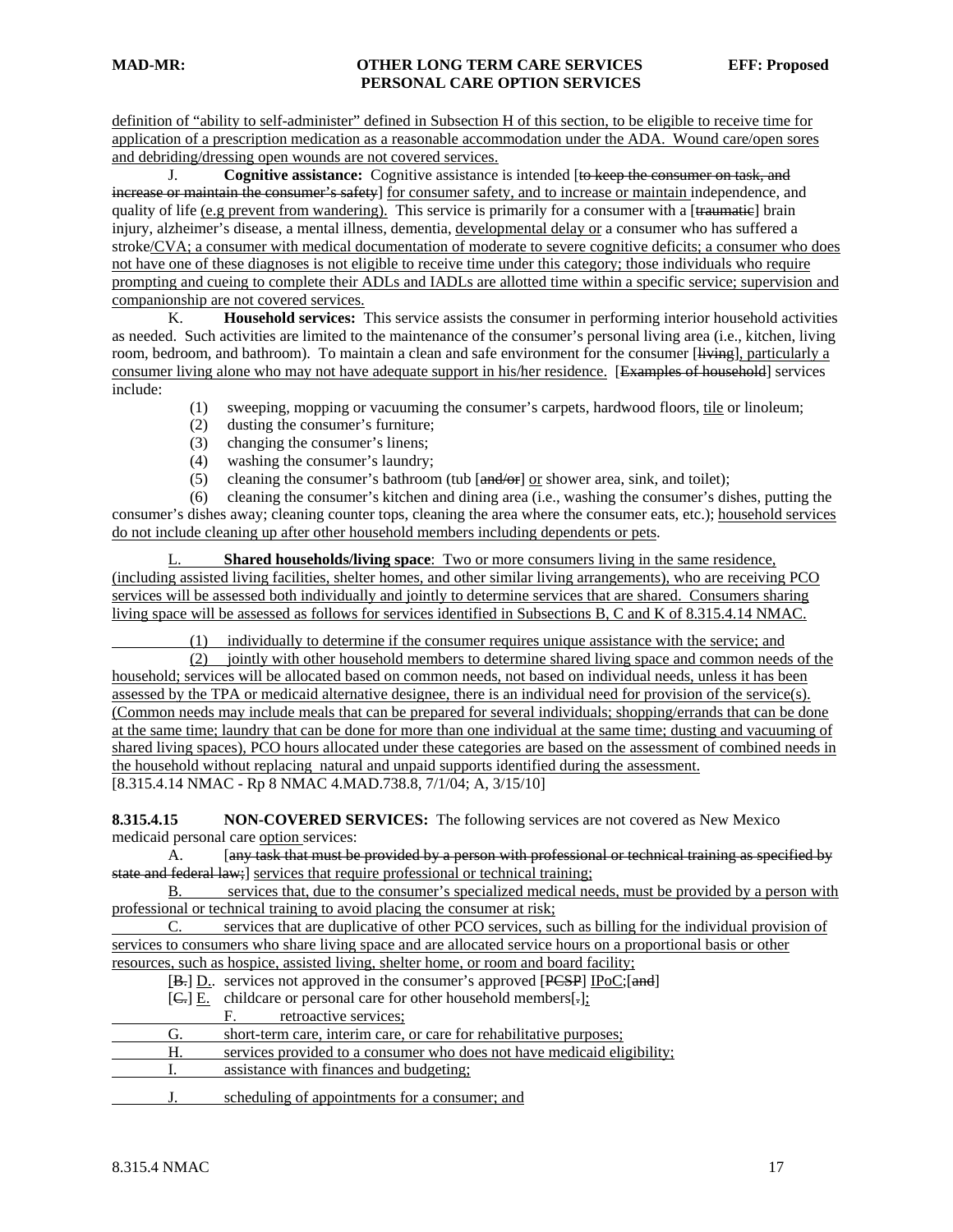definition of "ability to self-administer" defined in Subsection H of this section, to be eligible to receive time for application of a prescription medication as a reasonable accommodation under the ADA. Wound care/open sores and debriding/dressing open wounds are not covered services.

J. **Cognitive assistance:** Cognitive assistance is intended [to keep the consumer on task, and increase or maintain the consumer's safety] for consumer safety, and to increase or maintain independence, and quality of life (e.g prevent from wandering). This service is primarily for a consumer with a [traumatic] brain injury, alzheimer's disease, a mental illness, dementia, developmental delay or a consumer who has suffered a stroke/CVA; a consumer with medical documentation of moderate to severe cognitive deficits; a consumer who does not have one of these diagnoses is not eligible to receive time under this category; those individuals who require prompting and cueing to complete their ADLs and IADLs are allotted time within a specific service; supervision and companionship are not covered services.

K. **Household services:** This service assists the consumer in performing interior household activities as needed. Such activities are limited to the maintenance of the consumer's personal living area (i.e., kitchen, living room, bedroom, and bathroom). To maintain a clean and safe environment for the consumer [living], particularly a consumer living alone who may not have adequate support in his/her residence. [Examples of household] services include:

(1) sweeping, mopping or vacuuming the consumer's carpets, hardwood floors, tile or linoleum;
(2) dusting the consumer's furniture;
(3) changing the consumer's linens;
(4) washing the consumer's laundry;
(5) cleaning the consumer's bathroom (tub [and/or] or shower area, sink, and toilet);
(6) cleaning the consumer's kitchen and dining area (i.e., washing the consumer's dishes, putting the consumer's dishes away; cleaning counter tops, cleaning the area where the consumer eats, etc.); household services do not include cleaning up after other household members including dependents or pets.

L. **Shared households/living space**: Two or more consumers living in the same residence, (including assisted living facilities, shelter homes, and other similar living arrangements), who are receiving PCO services will be assessed both individually and jointly to determine services that are shared. Consumers sharing living space will be assessed as follows for services identified in Subsections B, C and K of 8.315.4.14 NMAC.

(1) individually to determine if the consumer requires unique assistance with the service; and
(2) jointly with other household members to determine shared living space and common needs of the household; services will be allocated based on common needs, not based on individual needs, unless it has been assessed by the TPA or medicaid alternative designee, there is an individual need for provision of the service(s). (Common needs may include meals that can be prepared for several individuals; shopping/errands that can be done at the same time; laundry that can be done for more than one individual at the same time; dusting and vacuuming of shared living spaces), PCO hours allocated under these categories are based on the assessment of combined needs in the household without replacing natural and unpaid supports identified during the assessment.

[8.315.4.14 NMAC - Rp 8 NMAC 4.MAD.738.8, 7/1/04; A, 3/15/10]

**8.315.4.15 NON-COVERED SERVICES:** The following services are not covered as New Mexico medicaid personal care option services:

A. [any task that must be provided by a person with professional or technical training as specified by state and federal law;] services that require professional or technical training;
B. services that, due to the consumer's specialized medical needs, must be provided by a person with professional or technical training to avoid placing the consumer at risk;
C. services that are duplicative of other PCO services, such as billing for the individual provision of services to consumers who share living space and are allocated service hours on a proportional basis or other resources, such as hospice, assisted living, shelter home, or room and board facility;
[B.] D.. services not approved in the consumer's approved [PCSP] IPoC;[and]
[C.] E. childcare or personal care for other household members[.];
F. retroactive services;
G. short-term care, interim care, or care for rehabilitative purposes;
H. services provided to a consumer who does not have medicaid eligibility;
I. assistance with finances and budgeting;
J. scheduling of appointments for a consumer; and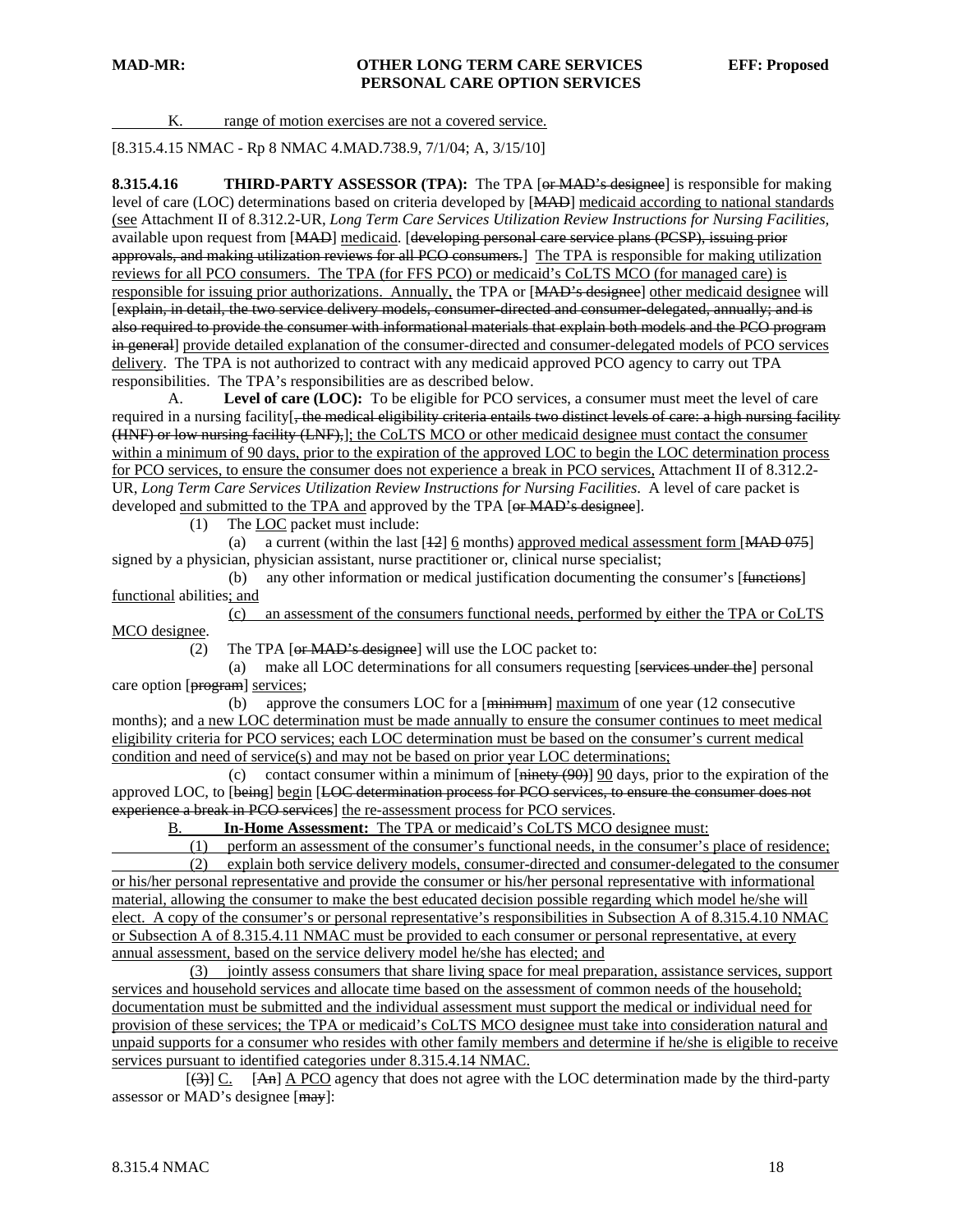K. range of motion exercises are not a covered service.

[8.315.4.15 NMAC - Rp 8 NMAC 4.MAD.738.9, 7/1/04; A, 3/15/10]

**8.315.4.16 THIRD-PARTY ASSESSOR (TPA):** The TPA [~~or MAD's designee~~] is responsible for making level of care (LOC) determinations based on criteria developed by [~~MAD~~] medicaid according to national standards (see Attachment II of 8.312.2-UR, *Long Term Care Services Utilization Review Instructions for Nursing Facilities,* available upon request from [~~MAD~~] medicaid. [~~developing personal care service plans (PCSP), issuing prior approvals, and making utilization reviews for all PCO consumers.~~] The TPA is responsible for making utilization reviews for all PCO consumers. The TPA (for FFS PCO) or medicaid's CoLTS MCO (for managed care) is responsible for issuing prior authorizations. Annually, the TPA or [~~MAD's designee~~] other medicaid designee will [~~explain, in detail, the two service delivery models, consumer-directed and consumer-delegated, annually; and is also required to provide the consumer with informational materials that explain both models and the PCO program in general~~] provide detailed explanation of the consumer-directed and consumer-delegated models of PCO services delivery. The TPA is not authorized to contract with any medicaid approved PCO agency to carry out TPA responsibilities. The TPA's responsibilities are as described below.

A. **Level of care (LOC):** To be eligible for PCO services, a consumer must meet the level of care required in a nursing facility[~~, the medical eligibility criteria entails two distinct levels of care: a high nursing facility (HNF) or low nursing facility (LNF),~~]; the CoLTS MCO or other medicaid designee must contact the consumer within a minimum of 90 days, prior to the expiration of the approved LOC to begin the LOC determination process for PCO services, to ensure the consumer does not experience a break in PCO services, Attachment II of 8.312.2-UR, *Long Term Care Services Utilization Review Instructions for Nursing Facilities*. A level of care packet is developed and submitted to the TPA and approved by the TPA [~~or MAD's designee~~].

(1) The LOC packet must include:

(a) a current (within the last [~~12~~] 6 months) approved medical assessment form [~~MAD 075~~] signed by a physician, physician assistant, nurse practitioner or, clinical nurse specialist;

(b) any other information or medical justification documenting the consumer's [~~functions~~] functional abilities; and

(c) an assessment of the consumers functional needs, performed by either the TPA or CoLTS MCO designee.

(2) The TPA [~~or MAD's designee~~] will use the LOC packet to:

(a) make all LOC determinations for all consumers requesting [~~services under the~~] personal care option [~~program~~] services;

(b) approve the consumers LOC for a [~~minimum~~] maximum of one year (12 consecutive months); and a new LOC determination must be made annually to ensure the consumer continues to meet medical eligibility criteria for PCO services; each LOC determination must be based on the consumer's current medical condition and need of service(s) and may not be based on prior year LOC determinations;

(c) contact consumer within a minimum of [~~ninety (90)~~] 90 days, prior to the expiration of the approved LOC, to [~~being~~] begin [~~LOC determination process for PCO services, to ensure the consumer does not experience a break in PCO services~~] the re-assessment process for PCO services.

B. **In-Home Assessment:** The TPA or medicaid's CoLTS MCO designee must:

(1) perform an assessment of the consumer's functional needs, in the consumer's place of residence;

(2) explain both service delivery models, consumer-directed and consumer-delegated to the consumer or his/her personal representative and provide the consumer or his/her personal representative with informational material, allowing the consumer to make the best educated decision possible regarding which model he/she will elect. A copy of the consumer's or personal representative's responsibilities in Subsection A of 8.315.4.10 NMAC or Subsection A of 8.315.4.11 NMAC must be provided to each consumer or personal representative, at every annual assessment, based on the service delivery model he/she has elected; and

(3) jointly assess consumers that share living space for meal preparation, assistance services, support services and household services and allocate time based on the assessment of common needs of the household; documentation must be submitted and the individual assessment must support the medical or individual need for provision of these services; the TPA or medicaid's CoLTS MCO designee must take into consideration natural and unpaid supports for a consumer who resides with other family members and determine if he/she is eligible to receive services pursuant to identified categories under 8.315.4.14 NMAC.

[~~(3)~~] C. [~~An~~] A PCO agency that does not agree with the LOC determination made by the third-party assessor or MAD's designee [~~may~~]: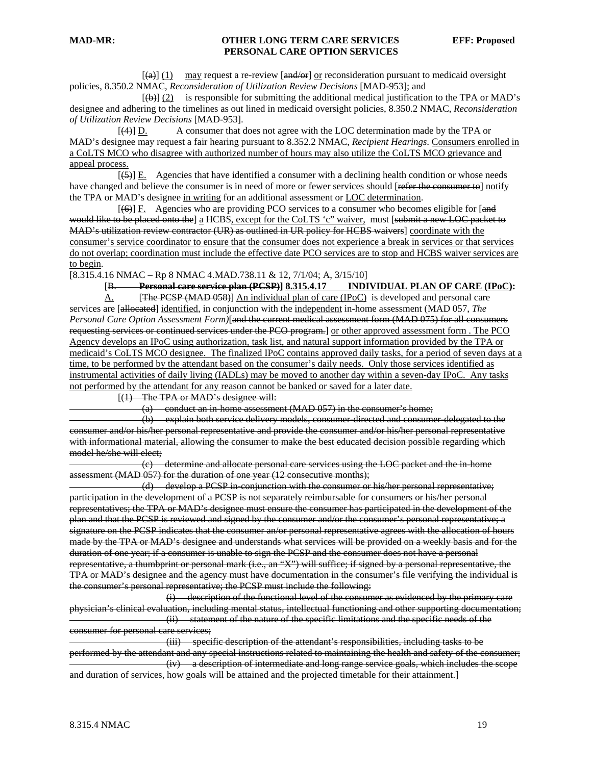[(a)] (1) may request a re-review [and/or] or reconsideration pursuant to medicaid oversight policies, 8.350.2 NMAC, *Reconsideration of Utilization Review Decisions* [MAD-953]; and

[(b)] (2) is responsible for submitting the additional medical justification to the TPA or MAD's designee and adhering to the timelines as out lined in medicaid oversight policies, 8.350.2 NMAC, *Reconsideration of Utilization Review Decisions* [MAD-953].

[(4)] D. A consumer that does not agree with the LOC determination made by the TPA or MAD's designee may request a fair hearing pursuant to 8.352.2 NMAC, *Recipient Hearings*. Consumers enrolled in a CoLTS MCO who disagree with authorized number of hours may also utilize the CoLTS MCO grievance and appeal process.

[(5)] E. Agencies that have identified a consumer with a declining health condition or whose needs have changed and believe the consumer is in need of more or fewer services should [refer the consumer to] notify the TPA or MAD's designee in writing for an additional assessment or LOC determination.

[(6)] F. Agencies who are providing PCO services to a consumer who becomes eligible for [and would like to be placed onto the] a HCBS, except for the CoLTS 'c' waiver, must [submit a new LOC packet to MAD's utilization review contractor (UR) as outlined in UR policy for HCBS waivers] coordinate with the consumer's service coordinator to ensure that the consumer does not experience a break in services or that services do not overlap; coordination must include the effective date PCO services are to stop and HCBS waiver services are to begin.

[8.315.4.16 NMAC – Rp 8 NMAC 4.MAD.738.11 & 12, 7/1/04; A, 3/15/10]

[B. **Personal care service plan (PCSP)**] **8.315.4.17 INDIVIDUAL PLAN OF CARE (IPoC):**

A. [The PCSP (MAD 058)] An individual plan of care (IPoC) is developed and personal care services are [allocated] identified, in conjunction with the independent in-home assessment (MAD 057, *The Personal Care Option Assessment Form)*[and the current medical assessment form (MAD 075) for all consumers requesting services or continued services under the PCO program.] or other approved assessment form . The PCO Agency develops an IPoC using authorization, task list, and natural support information provided by the TPA or medicaid's CoLTS MCO designee. The finalized IPoC contains approved daily tasks, for a period of seven days at a time, to be performed by the attendant based on the consumer's daily needs. Only those services identified as instrumental activities of daily living (IADLs) may be moved to another day within a seven-day IPoC. Any tasks not performed by the attendant for any reason cannot be banked or saved for a later date.

[(1) The TPA or MAD's designee will:

(a) conduct an in-home assessment (MAD 057) in the consumer's home;

(b) explain both service delivery models, consumer-directed and consumer-delegated to the consumer and/or his/her personal representative and provide the consumer and/or his/her personal representative with informational material, allowing the consumer to make the best educated decision possible regarding which model he/she will elect;

(c) determine and allocate personal care services using the LOC packet and the in-home assessment (MAD 057) for the duration of one year (12 consecutive months);

(d) develop a PCSP in-conjunction with the consumer or his/her personal representative; participation in the development of a PCSP is not separately reimbursable for consumers or his/her personal representatives; the TPA or MAD's designee must ensure the consumer has participated in the development of the plan and that the PCSP is reviewed and signed by the consumer and/or the consumer's personal representative; a signature on the PCSP indicates that the consumer an/or personal representative agrees with the allocation of hours made by the TPA or MAD's designee and understands what services will be provided on a weekly basis and for the duration of one year; if a consumer is unable to sign the PCSP and the consumer does not have a personal representative, a thumbprint or personal mark (i.e., an "X") will suffice; if signed by a personal representative, the TPA or MAD's designee and the agency must have documentation in the consumer's file verifying the individual is the consumer's personal representative; the PCSP must include the following:

(i) description of the functional level of the consumer as evidenced by the primary care physician's clinical evaluation, including mental status, intellectual functioning and other supporting documentation;

(ii) statement of the nature of the specific limitations and the specific needs of the consumer for personal care services;

(iii) specific description of the attendant's responsibilities, including tasks to be performed by the attendant and any special instructions related to maintaining the health and safety of the consumer;

(iv) a description of intermediate and long range service goals, which includes the scope and duration of services, how goals will be attained and the projected timetable for their attainment.]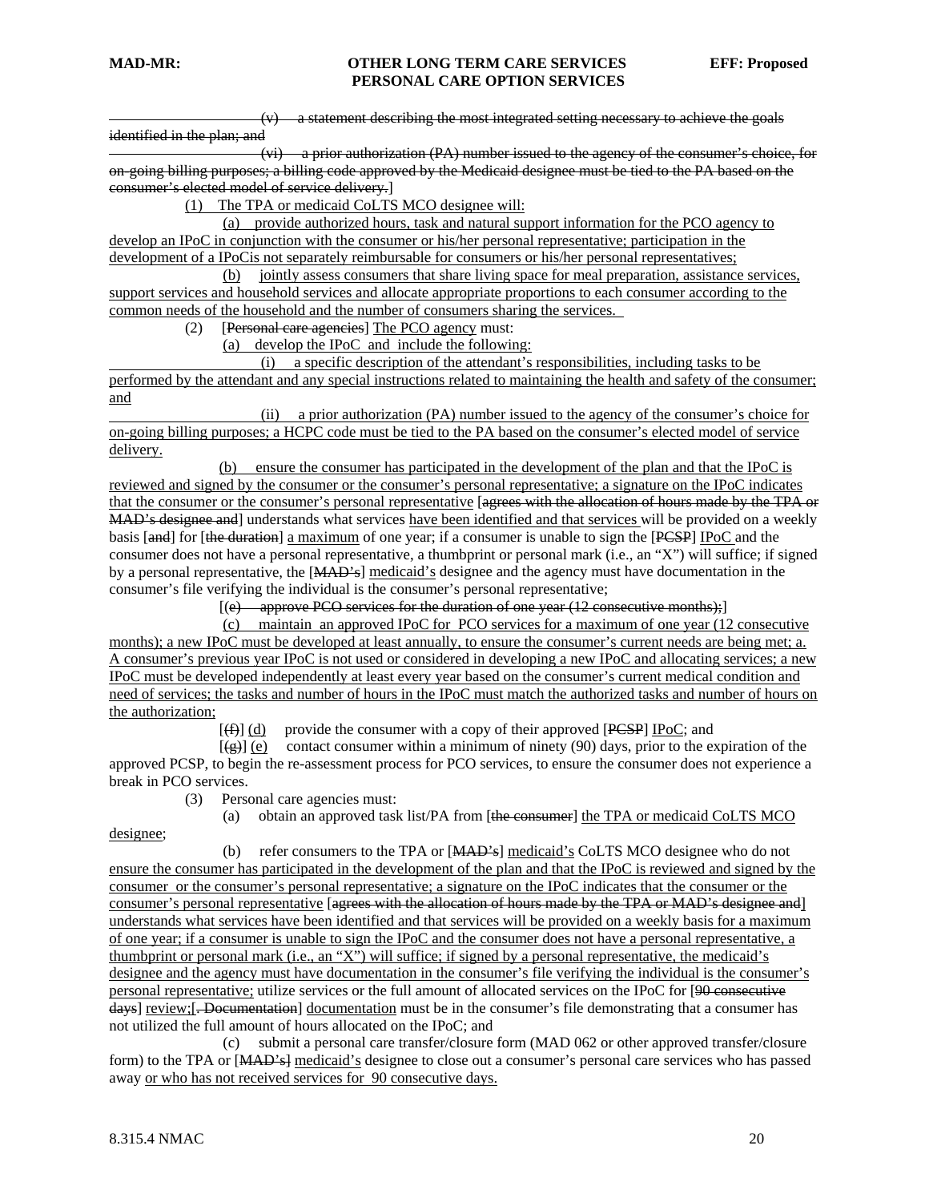~~(v) a statement describing the most integrated setting necessary to achieve the goals identified in the plan; and~~

~~(vi) a prior authorization (PA) number issued to the agency of the consumer's choice, for on-going billing purposes; a billing code approved by the Medicaid designee must be tied to the PA based on the consumer's elected model of service delivery.~~]

(1) The TPA or medicaid CoLTS MCO designee will:

(a) provide authorized hours, task and natural support information for the PCO agency to develop an IPoC in conjunction with the consumer or his/her personal representative; participation in the development of a IPoCis not separately reimbursable for consumers or his/her personal representatives;

(b) jointly assess consumers that share living space for meal preparation, assistance services, support services and household services and allocate appropriate proportions to each consumer according to the common needs of the household and the number of consumers sharing the services.

(2) [~~Personal care agencies~~] The PCO agency must:

(a) develop the IPoC and include the following:

(i) a specific description of the attendant's responsibilities, including tasks to be performed by the attendant and any special instructions related to maintaining the health and safety of the consumer; and

(ii) a prior authorization (PA) number issued to the agency of the consumer's choice for on-going billing purposes; a HCPC code must be tied to the PA based on the consumer's elected model of service delivery.

(b) ensure the consumer has participated in the development of the plan and that the IPoC is reviewed and signed by the consumer or the consumer's personal representative; a signature on the IPoC indicates that the consumer or the consumer's personal representative [~~agrees with the allocation of hours made by the TPA or MAD's designee and~~] understands what services have been identified and that services will be provided on a weekly basis [~~and~~] for [~~the duration~~] a maximum of one year; if a consumer is unable to sign the [~~PCSP~~] IPoC and the consumer does not have a personal representative, a thumbprint or personal mark (i.e., an "X") will suffice; if signed by a personal representative, the [~~MAD's~~] medicaid's designee and the agency must have documentation in the consumer's file verifying the individual is the consumer's personal representative;

[~~(e) approve PCO services for the duration of one year (12 consecutive months);~~]

(c) maintain an approved IPoC for PCO services for a maximum of one year (12 consecutive months); a new IPoC must be developed at least annually, to ensure the consumer's current needs are being met; a. A consumer's previous year IPoC is not used or considered in developing a new IPoC and allocating services; a new IPoC must be developed independently at least every year based on the consumer's current medical condition and need of services; the tasks and number of hours in the IPoC must match the authorized tasks and number of hours on the authorization;

[~~(f)~~] (d) provide the consumer with a copy of their approved [~~PCSP~~] IPoC; and

[~~(g)~~] (e) contact consumer within a minimum of ninety (90) days, prior to the expiration of the approved PCSP, to begin the re-assessment process for PCO services, to ensure the consumer does not experience a break in PCO services.

(3) Personal care agencies must:

(a) obtain an approved task list/PA from [~~the consumer~~] the TPA or medicaid CoLTS MCO designee;

(b) refer consumers to the TPA or [~~MAD's~~] medicaid's CoLTS MCO designee who do not ensure the consumer has participated in the development of the plan and that the IPoC is reviewed and signed by the consumer or the consumer's personal representative; a signature on the IPoC indicates that the consumer or the consumer's personal representative [~~agrees with the allocation of hours made by the TPA or MAD's designee and~~] understands what services have been identified and that services will be provided on a weekly basis for a maximum of one year; if a consumer is unable to sign the IPoC and the consumer does not have a personal representative, a thumbprint or personal mark (i.e., an "X") will suffice; if signed by a personal representative, the medicaid's designee and the agency must have documentation in the consumer's file verifying the individual is the consumer's personal representative; utilize services or the full amount of allocated services on the IPoC for [~~90 consecutive days~~] review;[~~. Documentation~~] documentation must be in the consumer's file demonstrating that a consumer has not utilized the full amount of hours allocated on the IPoC; and

(c) submit a personal care transfer/closure form (MAD 062 or other approved transfer/closure form) to the TPA or [~~MAD's~~] medicaid's designee to close out a consumer's personal care services who has passed away or who has not received services for 90 consecutive days.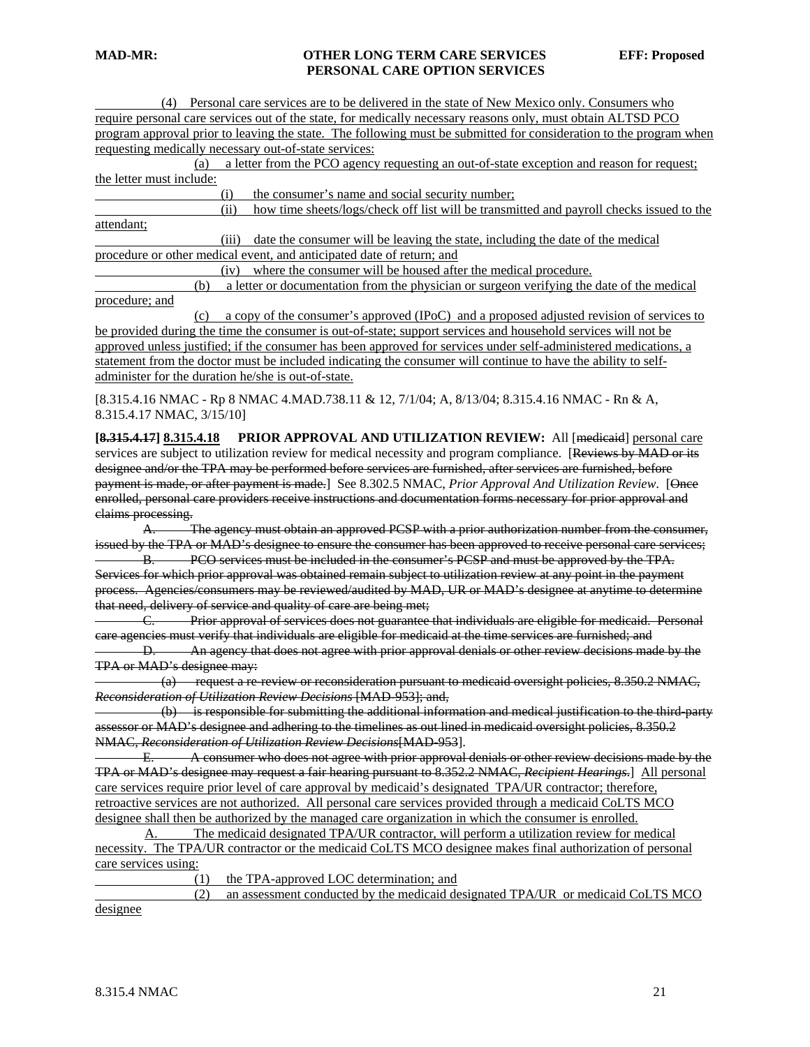(4) Personal care services are to be delivered in the state of New Mexico only. Consumers who require personal care services out of the state, for medically necessary reasons only, must obtain ALTSD PCO program approval prior to leaving the state. The following must be submitted for consideration to the program when requesting medically necessary out-of-state services:

(a) a letter from the PCO agency requesting an out-of-state exception and reason for request; the letter must include:

(i) the consumer's name and social security number;

(ii) how time sheets/logs/check off list will be transmitted and payroll checks issued to the attendant;

(iii) date the consumer will be leaving the state, including the date of the medical procedure or other medical event, and anticipated date of return; and

(iv) where the consumer will be housed after the medical procedure.

(b) a letter or documentation from the physician or surgeon verifying the date of the medical procedure; and

(c) a copy of the consumer's approved (IPoC) and a proposed adjusted revision of services to be provided during the time the consumer is out-of-state; support services and household services will not be approved unless justified; if the consumer has been approved for services under self-administered medications, a statement from the doctor must be included indicating the consumer will continue to have the ability to self-administer for the duration he/she is out-of-state.

[8.315.4.16 NMAC - Rp 8 NMAC 4.MAD.738.11 & 12, 7/1/04; A, 8/13/04; 8.315.4.16 NMAC - Rn & A, 8.315.4.17 NMAC, 3/15/10]

**[~~8.315.4.17~~] 8.315.4.18 PRIOR APPROVAL AND UTILIZATION REVIEW:** All [~~medicaid~~] personal care services are subject to utilization review for medical necessity and program compliance. [~~Reviews by MAD or its designee and/or the TPA may be performed before services are furnished, after services are furnished, before payment is made, or after payment is made.~~] See 8.302.5 NMAC, *Prior Approval And Utilization Review*. [~~Once enrolled, personal care providers receive instructions and documentation forms necessary for prior approval and claims processing.~~

~~A. The agency must obtain an approved PCSP with a prior authorization number from the consumer, issued by the TPA or MAD's designee to ensure the consumer has been approved to receive personal care services;~~

~~B. PCO services must be included in the consumer's PCSP and must be approved by the TPA. Services for which prior approval was obtained remain subject to utilization review at any point in the payment process. Agencies/consumers may be reviewed/audited by MAD, UR or MAD's designee at anytime to determine that need, delivery of service and quality of care are being met;~~

~~C. Prior approval of services does not guarantee that individuals are eligible for medicaid. Personal care agencies must verify that individuals are eligible for medicaid at the time services are furnished; and~~

~~D. An agency that does not agree with prior approval denials or other review decisions made by the TPA or MAD's designee may:~~

~~(a) request a re-review or reconsideration pursuant to medicaid oversight policies, 8.350.2 NMAC, *Reconsideration of Utilization Review Decisions* [MAD-953]; and,~~

~~(b) is responsible for submitting the additional information and medical justification to the third-party assessor or MAD's designee and adhering to the timelines as out lined in medicaid oversight policies, 8.350.2 NMAC, *Reconsideration of Utilization Review Decisions*[MAD-953].~~

~~E. A consumer who does not agree with prior approval denials or other review decisions made by the TPA or MAD's designee may request a fair hearing pursuant to 8.352.2 NMAC, *Recipient Hearings*.~~] All personal care services require prior level of care approval by medicaid's designated TPA/UR contractor; therefore, retroactive services are not authorized. All personal care services provided through a medicaid CoLTS MCO designee shall then be authorized by the managed care organization in which the consumer is enrolled.

A. The medicaid designated TPA/UR contractor, will perform a utilization review for medical necessity. The TPA/UR contractor or the medicaid CoLTS MCO designee makes final authorization of personal care services using:

(1) the TPA-approved LOC determination; and

(2) an assessment conducted by the medicaid designated TPA/UR or medicaid CoLTS MCO designee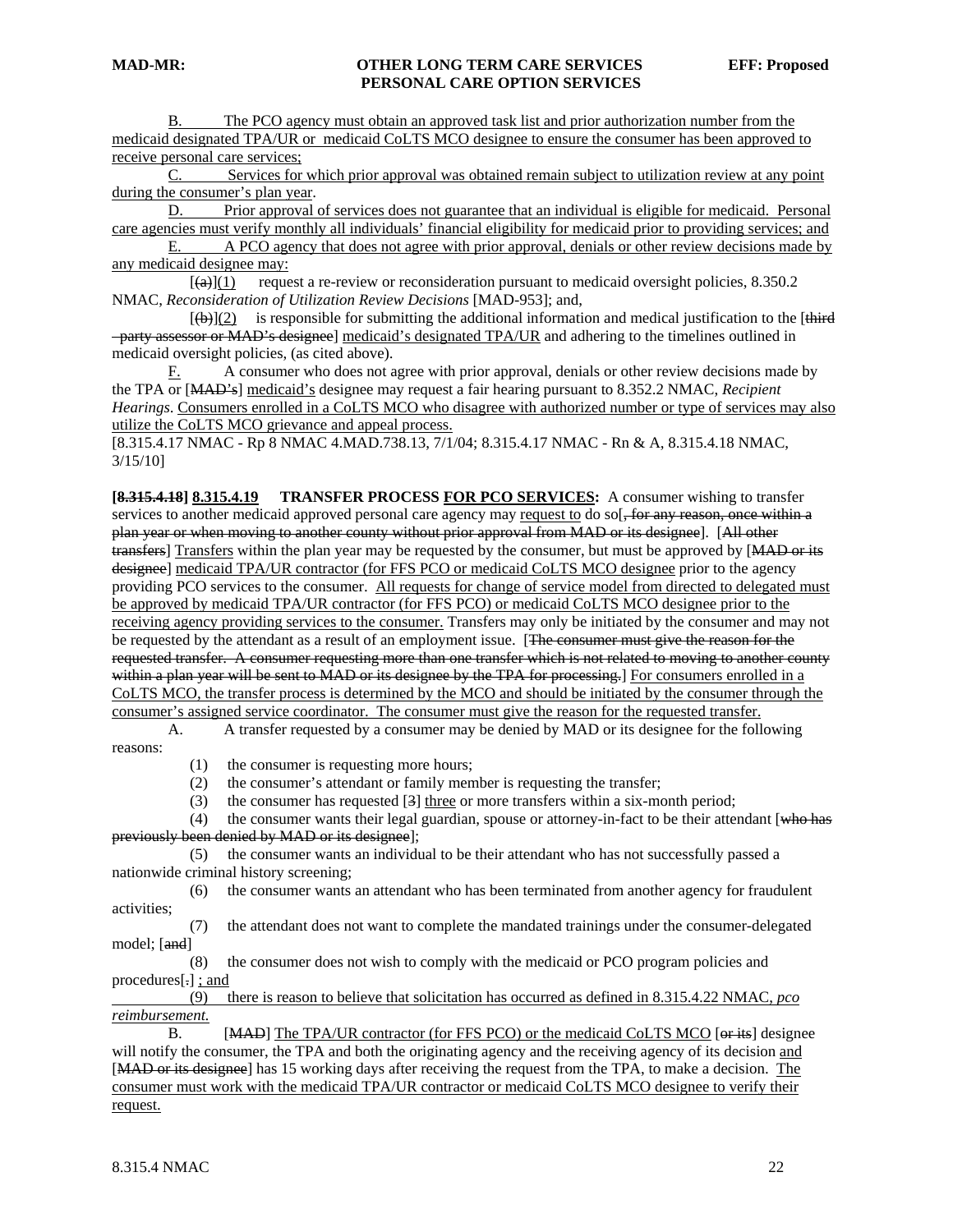B. The PCO agency must obtain an approved task list and prior authorization number from the medicaid designated TPA/UR or medicaid CoLTS MCO designee to ensure the consumer has been approved to receive personal care services;

C. Services for which prior approval was obtained remain subject to utilization review at any point during the consumer's plan year.

D. Prior approval of services does not guarantee that an individual is eligible for medicaid. Personal care agencies must verify monthly all individuals' financial eligibility for medicaid prior to providing services; and

E. A PCO agency that does not agree with prior approval, denials or other review decisions made by any medicaid designee may:

[(a)](1) request a re-review or reconsideration pursuant to medicaid oversight policies, 8.350.2 NMAC, *Reconsideration of Utilization Review Decisions* [MAD-953]; and,

[(b)](2) is responsible for submitting the additional information and medical justification to the [third party assessor or MAD's designee] medicaid's designated TPA/UR and adhering to the timelines outlined in medicaid oversight policies, (as cited above).

F. A consumer who does not agree with prior approval, denials or other review decisions made by the TPA or [MAD's] medicaid's designee may request a fair hearing pursuant to 8.352.2 NMAC, *Recipient Hearings*. Consumers enrolled in a CoLTS MCO who disagree with authorized number or type of services may also utilize the CoLTS MCO grievance and appeal process.

[8.315.4.17 NMAC - Rp 8 NMAC 4.MAD.738.13, 7/1/04; 8.315.4.17 NMAC - Rn & A, 8.315.4.18 NMAC, 3/15/10]

**[8.315.4.18] 8.315.4.19 TRANSFER PROCESS FOR PCO SERVICES:** A consumer wishing to transfer services to another medicaid approved personal care agency may request to do so[, for any reason, once within a plan year or when moving to another county without prior approval from MAD or its designee]. [All other transfers] Transfers within the plan year may be requested by the consumer, but must be approved by [MAD or its designee] medicaid TPA/UR contractor (for FFS PCO or medicaid CoLTS MCO designee prior to the agency providing PCO services to the consumer. All requests for change of service model from directed to delegated must be approved by medicaid TPA/UR contractor (for FFS PCO) or medicaid CoLTS MCO designee prior to the receiving agency providing services to the consumer. Transfers may only be initiated by the consumer and may not be requested by the attendant as a result of an employment issue. [The consumer must give the reason for the requested transfer. A consumer requesting more than one transfer which is not related to moving to another county within a plan year will be sent to MAD or its designee by the TPA for processing.] For consumers enrolled in a CoLTS MCO, the transfer process is determined by the MCO and should be initiated by the consumer through the consumer's assigned service coordinator. The consumer must give the reason for the requested transfer.

A. A transfer requested by a consumer may be denied by MAD or its designee for the following reasons:

(1) the consumer is requesting more hours;

(2) the consumer's attendant or family member is requesting the transfer;

(3) the consumer has requested [3] three or more transfers within a six-month period;

(4) the consumer wants their legal guardian, spouse or attorney-in-fact to be their attendant [who has previously been denied by MAD or its designee];

(5) the consumer wants an individual to be their attendant who has not successfully passed a nationwide criminal history screening;

(6) the consumer wants an attendant who has been terminated from another agency for fraudulent activities;

(7) the attendant does not want to complete the mandated trainings under the consumer-delegated model; [and]

(8) the consumer does not wish to comply with the medicaid or PCO program policies and procedures[.] ; and

(9) there is reason to believe that solicitation has occurred as defined in 8.315.4.22 NMAC, *pco reimbursement.*

B. [MAD] The TPA/UR contractor (for FFS PCO) or the medicaid CoLTS MCO [or its] designee will notify the consumer, the TPA and both the originating agency and the receiving agency of its decision and [MAD or its designee] has 15 working days after receiving the request from the TPA, to make a decision. The consumer must work with the medicaid TPA/UR contractor or medicaid CoLTS MCO designee to verify their request.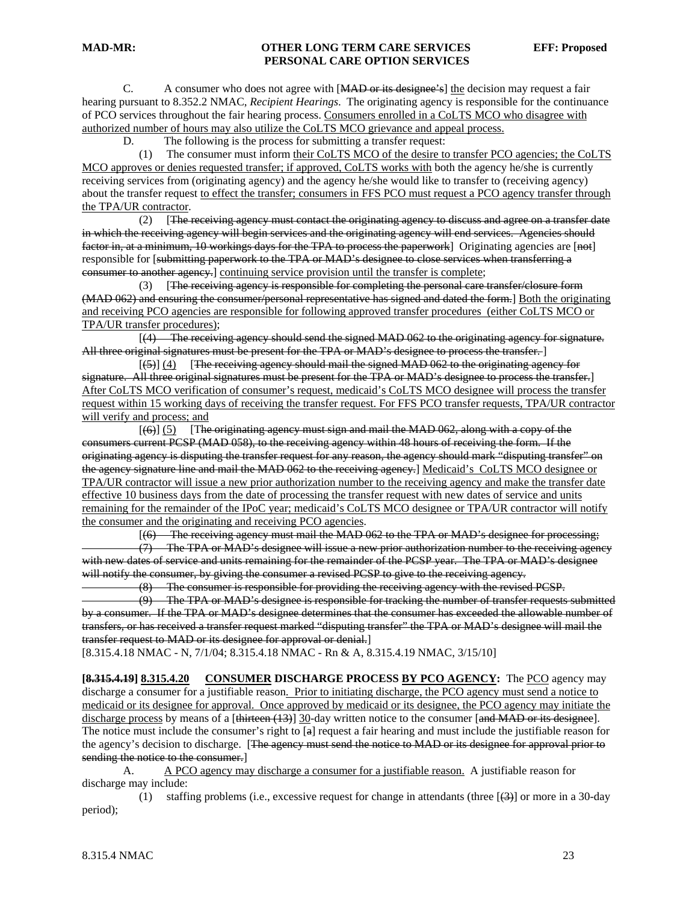C. A consumer who does not agree with [MAD or its designee's] the decision may request a fair hearing pursuant to 8.352.2 NMAC, *Recipient Hearings*. The originating agency is responsible for the continuance of PCO services throughout the fair hearing process. Consumers enrolled in a CoLTS MCO who disagree with authorized number of hours may also utilize the CoLTS MCO grievance and appeal process.

D. The following is the process for submitting a transfer request:

(1) The consumer must inform their CoLTS MCO of the desire to transfer PCO agencies; the CoLTS MCO approves or denies requested transfer; if approved, CoLTS works with both the agency he/she is currently receiving services from (originating agency) and the agency he/she would like to transfer to (receiving agency) about the transfer request to effect the transfer; consumers in FFS PCO must request a PCO agency transfer through the TPA/UR contractor.

(2) [The receiving agency must contact the originating agency to discuss and agree on a transfer date in which the receiving agency will begin services and the originating agency will end services. Agencies should factor in, at a minimum, 10 workings days for the TPA to process the paperwork] Originating agencies are [not] responsible for [submitting paperwork to the TPA or MAD's designee to close services when transferring a consumer to another agency.] continuing service provision until the transfer is complete;

(3) [The receiving agency is responsible for completing the personal care transfer/closure form (MAD 062) and ensuring the consumer/personal representative has signed and dated the form.] Both the originating and receiving PCO agencies are responsible for following approved transfer procedures (either CoLTS MCO or TPA/UR transfer procedures);

[(4) The receiving agency should send the signed MAD 062 to the originating agency for signature. All three original signatures must be present for the TPA or MAD's designee to process the transfer. ]

[(5)] (4) [The receiving agency should mail the signed MAD 062 to the originating agency for signature. All three original signatures must be present for the TPA or MAD's designee to process the transfer.] After CoLTS MCO verification of consumer's request, medicaid's CoLTS MCO designee will process the transfer request within 15 working days of receiving the transfer request. For FFS PCO transfer requests, TPA/UR contractor will verify and process; and

[(6)] (5) [The originating agency must sign and mail the MAD 062, along with a copy of the consumers current PCSP (MAD 058), to the receiving agency within 48 hours of receiving the form. If the originating agency is disputing the transfer request for any reason, the agency should mark "disputing transfer" on the agency signature line and mail the MAD 062 to the receiving agency.] Medicaid's CoLTS MCO designee or TPA/UR contractor will issue a new prior authorization number to the receiving agency and make the transfer date effective 10 business days from the date of processing the transfer request with new dates of service and units remaining for the remainder of the IPoC year; medicaid's CoLTS MCO designee or TPA/UR contractor will notify the consumer and the originating and receiving PCO agencies.

[(6) The receiving agency must mail the MAD 062 to the TPA or MAD's designee for processing;

(7) The TPA or MAD's designee will issue a new prior authorization number to the receiving agency with new dates of service and units remaining for the remainder of the PCSP year. The TPA or MAD's designee will notify the consumer, by giving the consumer a revised PCSP to give to the receiving agency.

(8) The consumer is responsible for providing the receiving agency with the revised PCSP.

(9) The TPA or MAD's designee is responsible for tracking the number of transfer requests submitted by a consumer. If the TPA or MAD's designee determines that the consumer has exceeded the allowable number of transfers, or has received a transfer request marked "disputing transfer" the TPA or MAD's designee will mail the transfer request to MAD or its designee for approval or denial.]

[8.315.4.18 NMAC - N, 7/1/04; 8.315.4.18 NMAC - Rn & A, 8.315.4.19 NMAC, 3/15/10]

**[8.315.4.19] 8.315.4.20 CONSUMER DISCHARGE PROCESS BY PCO AGENCY:** The PCO agency may discharge a consumer for a justifiable reason. Prior to initiating discharge, the PCO agency must send a notice to medicaid or its designee for approval. Once approved by medicaid or its designee, the PCO agency may initiate the discharge process by means of a [thirteen (13)] 30-day written notice to the consumer [and MAD or its designee]. The notice must include the consumer's right to [a] request a fair hearing and must include the justifiable reason for the agency's decision to discharge. [The agency must send the notice to MAD or its designee for approval prior to sending the notice to the consumer.]

A. A PCO agency may discharge a consumer for a justifiable reason. A justifiable reason for discharge may include:

(1) staffing problems (i.e., excessive request for change in attendants (three [(3)] or more in a 30-day period);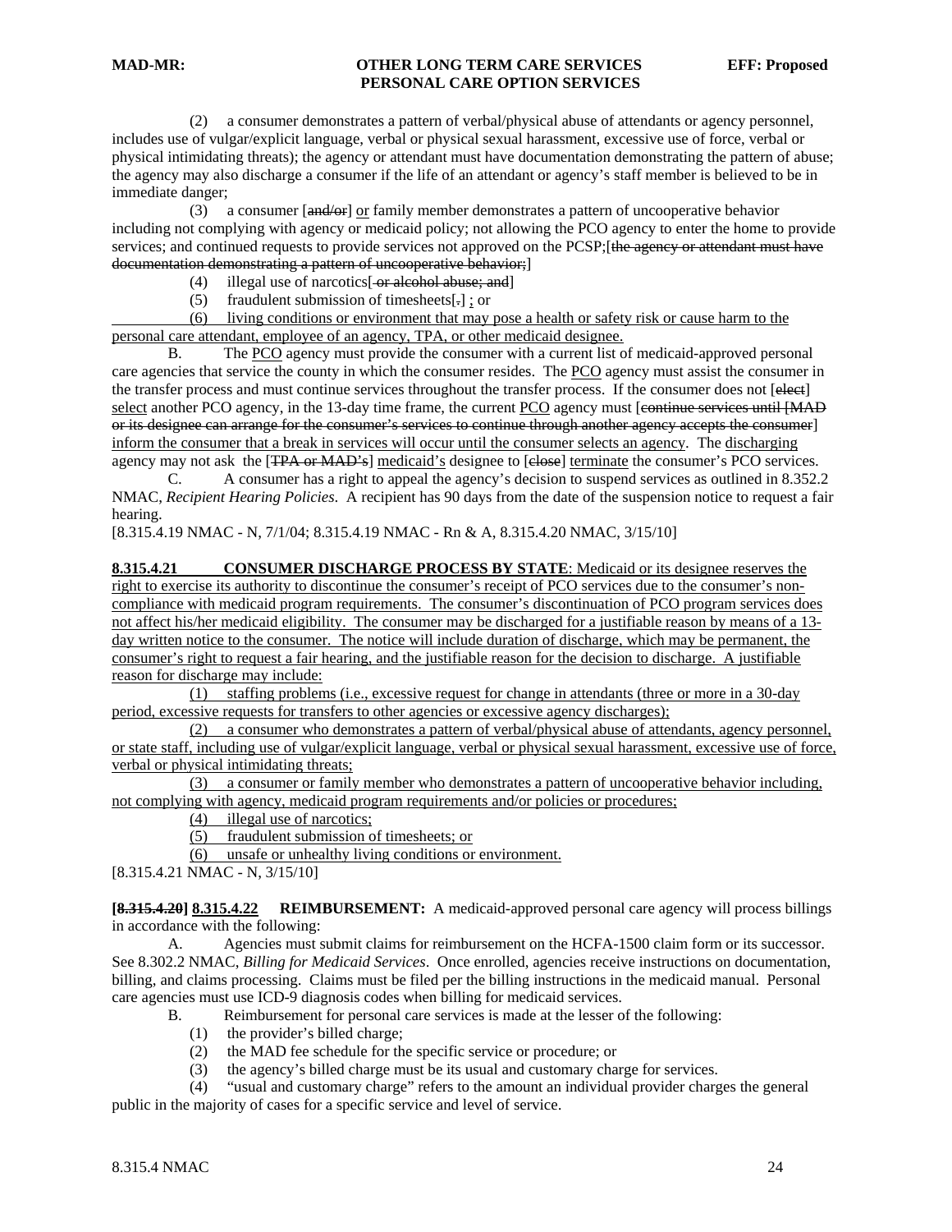(2) a consumer demonstrates a pattern of verbal/physical abuse of attendants or agency personnel, includes use of vulgar/explicit language, verbal or physical sexual harassment, excessive use of force, verbal or physical intimidating threats); the agency or attendant must have documentation demonstrating the pattern of abuse; the agency may also discharge a consumer if the life of an attendant or agency's staff member is believed to be in immediate danger;

(3) a consumer [~~and/or~~] <u>or</u> family member demonstrates a pattern of uncooperative behavior including not complying with agency or medicaid policy; not allowing the PCO agency to enter the home to provide services; and continued requests to provide services not approved on the PCSP;[~~the agency or attendant must have documentation demonstrating a pattern of uncooperative behavior;~~]

(4) illegal use of narcotics[~~ or alcohol abuse; and~~]

(5) fraudulent submission of timesheets[~~.~~] <u>;</u> or

<u>(6) living conditions or environment that may pose a health or safety risk or cause harm to the personal care attendant, employee of an agency, TPA, or other medicaid designee.</u>

B. The <u>PCO</u> agency must provide the consumer with a current list of medicaid-approved personal care agencies that service the county in which the consumer resides. The <u>PCO</u> agency must assist the consumer in the transfer process and must continue services throughout the transfer process. If the consumer does not [~~elect~~] <u>select</u> another PCO agency, in the 13-day time frame, the current <u>PCO</u> agency must [~~continue services until [MAD or its designee can arrange for the consumer's services to continue through another agency accepts the consumer~~] <u>inform the consumer that a break in services will occur until the consumer selects an agency</u>. The <u>discharging</u> agency may not ask the [~~TPA or MAD's~~] <u>medicaid's</u> designee to [~~close~~] <u>terminate</u> the consumer's PCO services.

C. A consumer has a right to appeal the agency's decision to suspend services as outlined in 8.352.2 NMAC, *Recipient Hearing Policies*. A recipient has 90 days from the date of the suspension notice to request a fair hearing.

[8.315.4.19 NMAC - N, 7/1/04; 8.315.4.19 NMAC - Rn & A, 8.315.4.20 NMAC, 3/15/10]

<u>**8.315.4.21 CONSUMER DISCHARGE PROCESS BY STATE**: Medicaid or its designee reserves the right to exercise its authority to discontinue the consumer's receipt of PCO services due to the consumer's non-compliance with medicaid program requirements. The consumer's discontinuation of PCO program services does not affect his/her medicaid eligibility. The consumer may be discharged for a justifiable reason by means of a 13-day written notice to the consumer. The notice will include duration of discharge, which may be permanent, the consumer's right to request a fair hearing, and the justifiable reason for the decision to discharge. A justifiable reason for discharge may include:</u>

<u>(1) staffing problems (i.e., excessive request for change in attendants (three or more in a 30-day period, excessive requests for transfers to other agencies or excessive agency discharges);</u>

<u>(2) a consumer who demonstrates a pattern of verbal/physical abuse of attendants, agency personnel, or state staff, including use of vulgar/explicit language, verbal or physical sexual harassment, excessive use of force, verbal or physical intimidating threats;</u>

<u>(3) a consumer or family member who demonstrates a pattern of uncooperative behavior including, not complying with agency, medicaid program requirements and/or policies or procedures;</u>

<u>(4) illegal use of narcotics;</u>

<u>(5) fraudulent submission of timesheets; or</u>

<u>(6) unsafe or unhealthy living conditions or environment.</u>

[8.315.4.21 NMAC - N, 3/15/10]

**[~~8.315.4.20~~] <u>8.315.4.22</u> REIMBURSEMENT:** A medicaid-approved personal care agency will process billings in accordance with the following:

A. Agencies must submit claims for reimbursement on the HCFA-1500 claim form or its successor. See 8.302.2 NMAC, *Billing for Medicaid Services*. Once enrolled, agencies receive instructions on documentation, billing, and claims processing. Claims must be filed per the billing instructions in the medicaid manual. Personal care agencies must use ICD-9 diagnosis codes when billing for medicaid services.

B. Reimbursement for personal care services is made at the lesser of the following:

(1) the provider's billed charge;

(2) the MAD fee schedule for the specific service or procedure; or

(3) the agency's billed charge must be its usual and customary charge for services.

(4) "usual and customary charge" refers to the amount an individual provider charges the general public in the majority of cases for a specific service and level of service.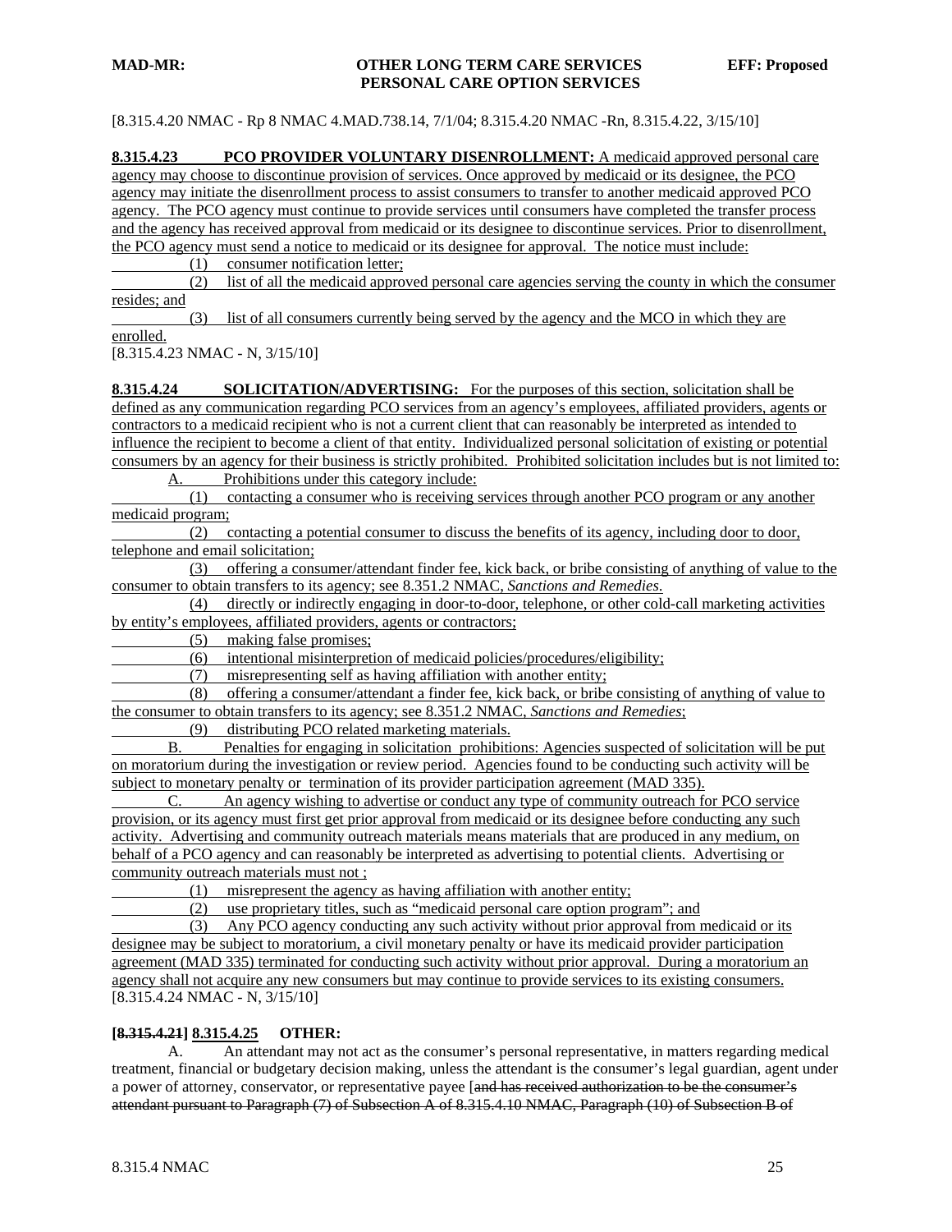[8.315.4.20 NMAC - Rp 8 NMAC 4.MAD.738.14, 7/1/04; 8.315.4.20 NMAC -Rn, 8.315.4.22, 3/15/10]

**8.315.4.23 PCO PROVIDER VOLUNTARY DISENROLLMENT:** A medicaid approved personal care agency may choose to discontinue provision of services. Once approved by medicaid or its designee, the PCO agency may initiate the disenrollment process to assist consumers to transfer to another medicaid approved PCO agency. The PCO agency must continue to provide services until consumers have completed the transfer process and the agency has received approval from medicaid or its designee to discontinue services. Prior to disenrollment, the PCO agency must send a notice to medicaid or its designee for approval. The notice must include:

(1) consumer notification letter;

(2) list of all the medicaid approved personal care agencies serving the county in which the consumer resides; and

(3) list of all consumers currently being served by the agency and the MCO in which they are enrolled.

[8.315.4.23 NMAC - N, 3/15/10]

**8.315.4.24 SOLICITATION/ADVERTISING:** For the purposes of this section, solicitation shall be defined as any communication regarding PCO services from an agency's employees, affiliated providers, agents or contractors to a medicaid recipient who is not a current client that can reasonably be interpreted as intended to influence the recipient to become a client of that entity. Individualized personal solicitation of existing or potential consumers by an agency for their business is strictly prohibited. Prohibited solicitation includes but is not limited to:

A. Prohibitions under this category include:

(1) contacting a consumer who is receiving services through another PCO program or any another medicaid program;

(2) contacting a potential consumer to discuss the benefits of its agency, including door to door, telephone and email solicitation;

(3) offering a consumer/attendant finder fee, kick back, or bribe consisting of anything of value to the consumer to obtain transfers to its agency; see 8.351.2 NMAC, *Sanctions and Remedies*.

(4) directly or indirectly engaging in door-to-door, telephone, or other cold-call marketing activities by entity's employees, affiliated providers, agents or contractors;

(5) making false promises;

(6) intentional misinterpretion of medicaid policies/procedures/eligibility;

(7) misrepresenting self as having affiliation with another entity;

(8) offering a consumer/attendant a finder fee, kick back, or bribe consisting of anything of value to the consumer to obtain transfers to its agency; see 8.351.2 NMAC, *Sanctions and Remedies*;

(9) distributing PCO related marketing materials.

B. Penalties for engaging in solicitation prohibitions: Agencies suspected of solicitation will be put on moratorium during the investigation or review period. Agencies found to be conducting such activity will be subject to monetary penalty or termination of its provider participation agreement (MAD 335).

C. An agency wishing to advertise or conduct any type of community outreach for PCO service provision, or its agency must first get prior approval from medicaid or its designee before conducting any such activity. Advertising and community outreach materials means materials that are produced in any medium, on behalf of a PCO agency and can reasonably be interpreted as advertising to potential clients. Advertising or community outreach materials must not ;

(1) misrepresent the agency as having affiliation with another entity;

(2) use proprietary titles, such as "medicaid personal care option program"; and

(3) Any PCO agency conducting any such activity without prior approval from medicaid or its designee may be subject to moratorium, a civil monetary penalty or have its medicaid provider participation agreement (MAD 335) terminated for conducting such activity without prior approval. During a moratorium an agency shall not acquire any new consumers but may continue to provide services to its existing consumers.

[8.315.4.24 NMAC - N, 3/15/10]

**[~~8.315.4.21~~] 8.315.4.25 OTHER:**

A. An attendant may not act as the consumer's personal representative, in matters regarding medical treatment, financial or budgetary decision making, unless the attendant is the consumer's legal guardian, agent under a power of attorney, conservator, or representative payee [~~and has received authorization to be the consumer's attendant pursuant to Paragraph (7) of Subsection A of 8.315.4.10 NMAC, Paragraph (10) of Subsection B of~~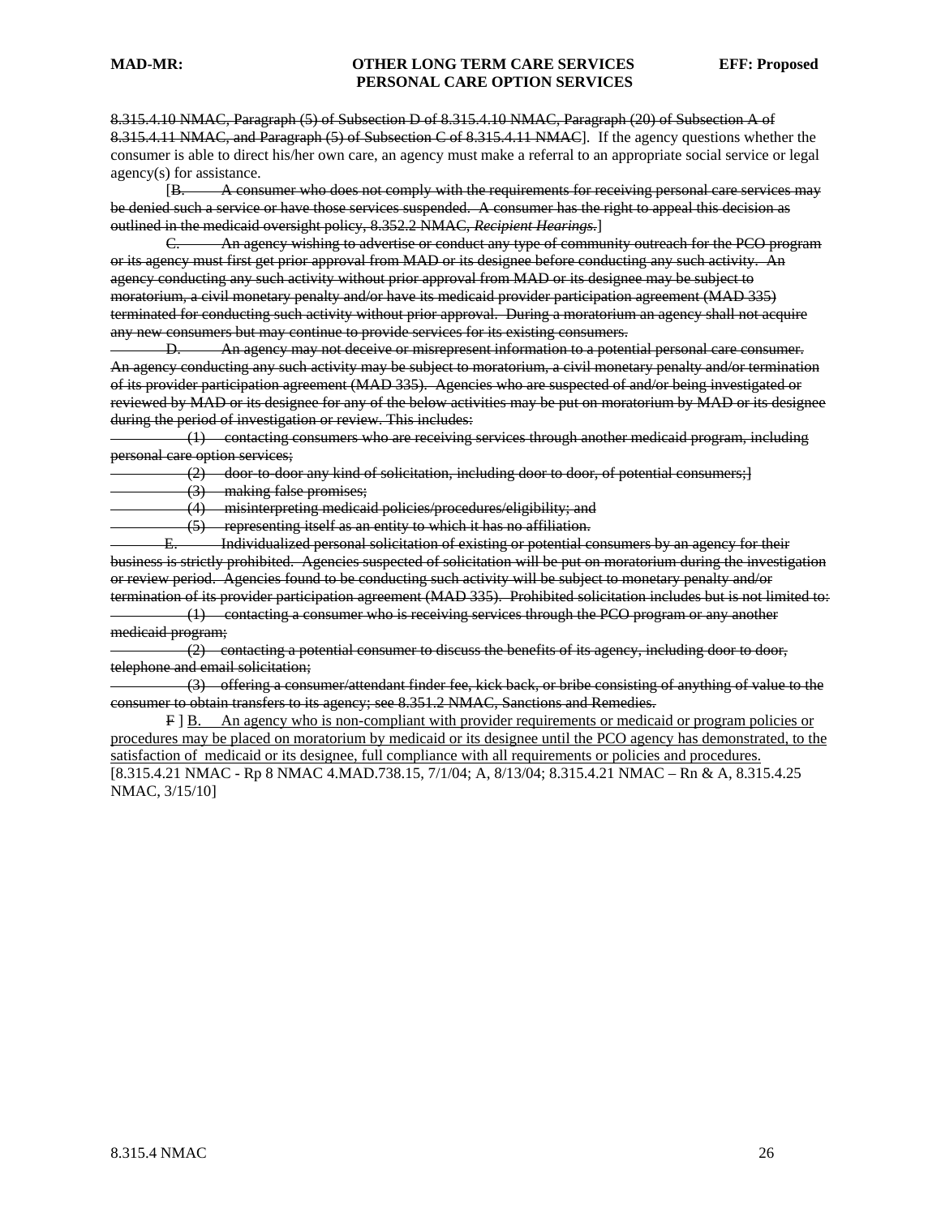~~8.315.4.10 NMAC, Paragraph (5) of Subsection D of 8.315.4.10 NMAC, Paragraph (20) of Subsection A of 8.315.4.11 NMAC, and Paragraph (5) of Subsection C of 8.315.4.11 NMAC~~]. If the agency questions whether the consumer is able to direct his/her own care, an agency must make a referral to an appropriate social service or legal agency(s) for assistance.

[~~B. A consumer who does not comply with the requirements for receiving personal care services may be denied such a service or have those services suspended. A consumer has the right to appeal this decision as outlined in the medicaid oversight policy, 8.352.2 NMAC, *Recipient Hearings*.~~]

~~C. An agency wishing to advertise or conduct any type of community outreach for the PCO program or its agency must first get prior approval from MAD or its designee before conducting any such activity. An agency conducting any such activity without prior approval from MAD or its designee may be subject to moratorium, a civil monetary penalty and/or have its medicaid provider participation agreement (MAD 335) terminated for conducting such activity without prior approval. During a moratorium an agency shall not acquire any new consumers but may continue to provide services for its existing consumers.~~

~~D. An agency may not deceive or misrepresent information to a potential personal care consumer. An agency conducting any such activity may be subject to moratorium, a civil monetary penalty and/or termination of its provider participation agreement (MAD 335). Agencies who are suspected of and/or being investigated or reviewed by MAD or its designee for any of the below activities may be put on moratorium by MAD or its designee during the period of investigation or review. This includes:~~

~~(1) contacting consumers who are receiving services through another medicaid program, including personal care option services;~~

~~(2) door-to-door any kind of solicitation, including door to door, of potential consumers;~~]

~~(3) making false promises;~~

~~(4) misinterpreting medicaid policies/procedures/eligibility; and~~

~~(5) representing itself as an entity to which it has no affiliation.~~

~~E. Individualized personal solicitation of existing or potential consumers by an agency for their business is strictly prohibited. Agencies suspected of solicitation will be put on moratorium during the investigation or review period. Agencies found to be conducting such activity will be subject to monetary penalty and/or termination of its provider participation agreement (MAD 335). Prohibited solicitation includes but is not limited to:~~

~~(1) contacting a consumer who is receiving services through the PCO program or any another medicaid program;~~

~~(2) contacting a potential consumer to discuss the benefits of its agency, including door to door, telephone and email solicitation;~~

~~(3) offering a consumer/attendant finder fee, kick back, or bribe consisting of anything of value to the consumer to obtain transfers to its agency; see 8.351.2 NMAC, Sanctions and Remedies.~~

~~F~~ ] <u>B. An agency who is non-compliant with provider requirements or medicaid or program policies or procedures may be placed on moratorium by medicaid or its designee until the PCO agency has demonstrated, to the satisfaction of medicaid or its designee, full compliance with all requirements or policies and procedures.</u>

[8.315.4.21 NMAC - Rp 8 NMAC 4.MAD.738.15, 7/1/04; A, 8/13/04; 8.315.4.21 NMAC – Rn & A, 8.315.4.25 NMAC, 3/15/10]